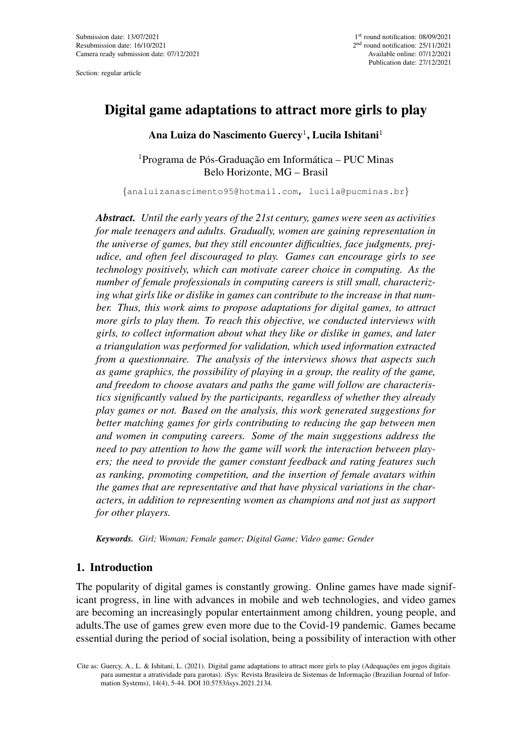Submission date: 13/07/2021
Resubmission date: 16/10/2021
Camera ready submission date: 07/12/2021

1st round notification: 08/09/2021
2nd round notification: 25/11/2021
Available online: 07/12/2021
Publication date: 27/12/2021

Section: regular article

# Digital game adaptations to attract more girls to play

**Ana Luiza do Nascimento Guercy[1], Lucila Ishitani[1]**

[1]Programa de Pós-Graduação em Informática – PUC Minas
Belo Horizonte, MG – Brasil

{analuizanascimento95@hotmail.com, lucila@pucminas.br}

***Abstract.*** *Until the early years of the 21st century, games were seen as activities for male teenagers and adults. Gradually, women are gaining representation in the universe of games, but they still encounter difficulties, face judgments, prejudice, and often feel discouraged to play. Games can encourage girls to see technology positively, which can motivate career choice in computing. As the number of female professionals in computing careers is still small, characterizing what girls like or dislike in games can contribute to the increase in that number. Thus, this work aims to propose adaptations for digital games, to attract more girls to play them. To reach this objective, we conducted interviews with girls, to collect information about what they like or dislike in games, and later a triangulation was performed for validation, which used information extracted from a questionnaire. The analysis of the interviews shows that aspects such as game graphics, the possibility of playing in a group, the reality of the game, and freedom to choose avatars and paths the game will follow are characteristics significantly valued by the participants, regardless of whether they already play games or not. Based on the analysis, this work generated suggestions for better matching games for girls contributing to reducing the gap between men and women in computing careers. Some of the main suggestions address the need to pay attention to how the game will work the interaction between players; the need to provide the gamer constant feedback and rating features such as ranking, promoting competition, and the insertion of female avatars within the games that are representative and that have physical variations in the characters, in addition to representing women as champions and not just as support for other players.*

***Keywords.*** *Girl; Woman; Female gamer; Digital Game; Video game; Gender*

## 1. Introduction

The popularity of digital games is constantly growing. Online games have made significant progress, in line with advances in mobile and web technologies, and video games are becoming an increasingly popular entertainment among children, young people, and adults.The use of games grew even more due to the Covid-19 pandemic. Games became essential during the period of social isolation, being a possibility of interaction with other

Cite as: Guercy, A., L. & Ishitani, L. (2021). Digital game adaptations to attract more girls to play (Adequações em jogos digitais para aumentar a atratividade para garotas). iSys: Revista Brasileira de Sistemas de Informação (Brazilian Journal of Information Systems), 14(4), 5-44. DOI 10.5753/isys.2021.2134.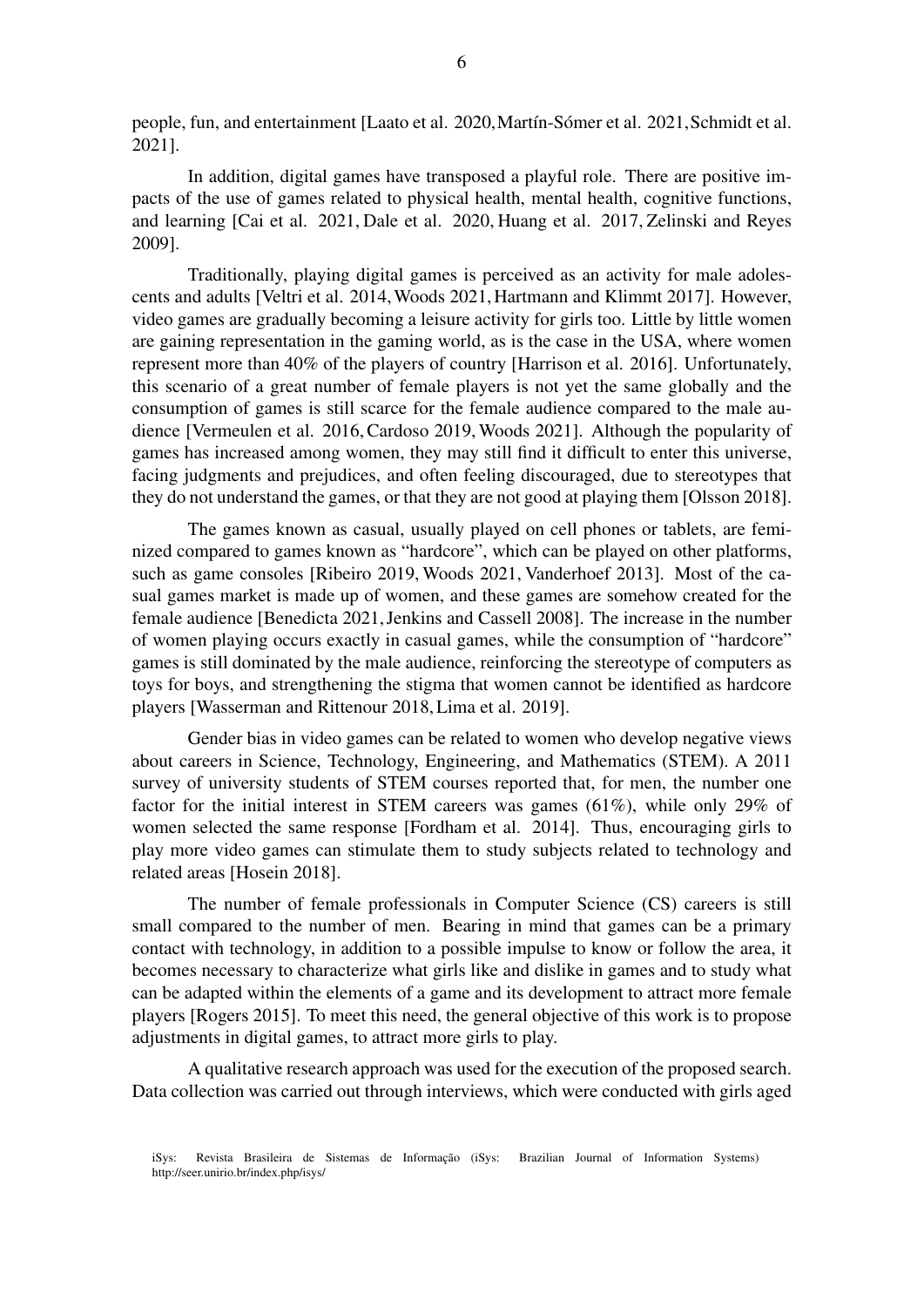people, fun, and entertainment [Laato et al. 2020, Martín-Sómer et al. 2021, Schmidt et al. 2021].

In addition, digital games have transposed a playful role. There are positive impacts of the use of games related to physical health, mental health, cognitive functions, and learning [Cai et al. 2021, Dale et al. 2020, Huang et al. 2017, Zelinski and Reyes 2009].

Traditionally, playing digital games is perceived as an activity for male adolescents and adults [Veltri et al. 2014, Woods 2021, Hartmann and Klimmt 2017]. However, video games are gradually becoming a leisure activity for girls too. Little by little women are gaining representation in the gaming world, as is the case in the USA, where women represent more than 40% of the players of country [Harrison et al. 2016]. Unfortunately, this scenario of a great number of female players is not yet the same globally and the consumption of games is still scarce for the female audience compared to the male audience [Vermeulen et al. 2016, Cardoso 2019, Woods 2021]. Although the popularity of games has increased among women, they may still find it difficult to enter this universe, facing judgments and prejudices, and often feeling discouraged, due to stereotypes that they do not understand the games, or that they are not good at playing them [Olsson 2018].

The games known as casual, usually played on cell phones or tablets, are feminized compared to games known as "hardcore", which can be played on other platforms, such as game consoles [Ribeiro 2019, Woods 2021, Vanderhoef 2013]. Most of the casual games market is made up of women, and these games are somehow created for the female audience [Benedicta 2021, Jenkins and Cassell 2008]. The increase in the number of women playing occurs exactly in casual games, while the consumption of "hardcore" games is still dominated by the male audience, reinforcing the stereotype of computers as toys for boys, and strengthening the stigma that women cannot be identified as hardcore players [Wasserman and Rittenour 2018, Lima et al. 2019].

Gender bias in video games can be related to women who develop negative views about careers in Science, Technology, Engineering, and Mathematics (STEM). A 2011 survey of university students of STEM courses reported that, for men, the number one factor for the initial interest in STEM careers was games (61%), while only 29% of women selected the same response [Fordham et al. 2014]. Thus, encouraging girls to play more video games can stimulate them to study subjects related to technology and related areas [Hosein 2018].

The number of female professionals in Computer Science (CS) careers is still small compared to the number of men. Bearing in mind that games can be a primary contact with technology, in addition to a possible impulse to know or follow the area, it becomes necessary to characterize what girls like and dislike in games and to study what can be adapted within the elements of a game and its development to attract more female players [Rogers 2015]. To meet this need, the general objective of this work is to propose adjustments in digital games, to attract more girls to play.

A qualitative research approach was used for the execution of the proposed search. Data collection was carried out through interviews, which were conducted with girls aged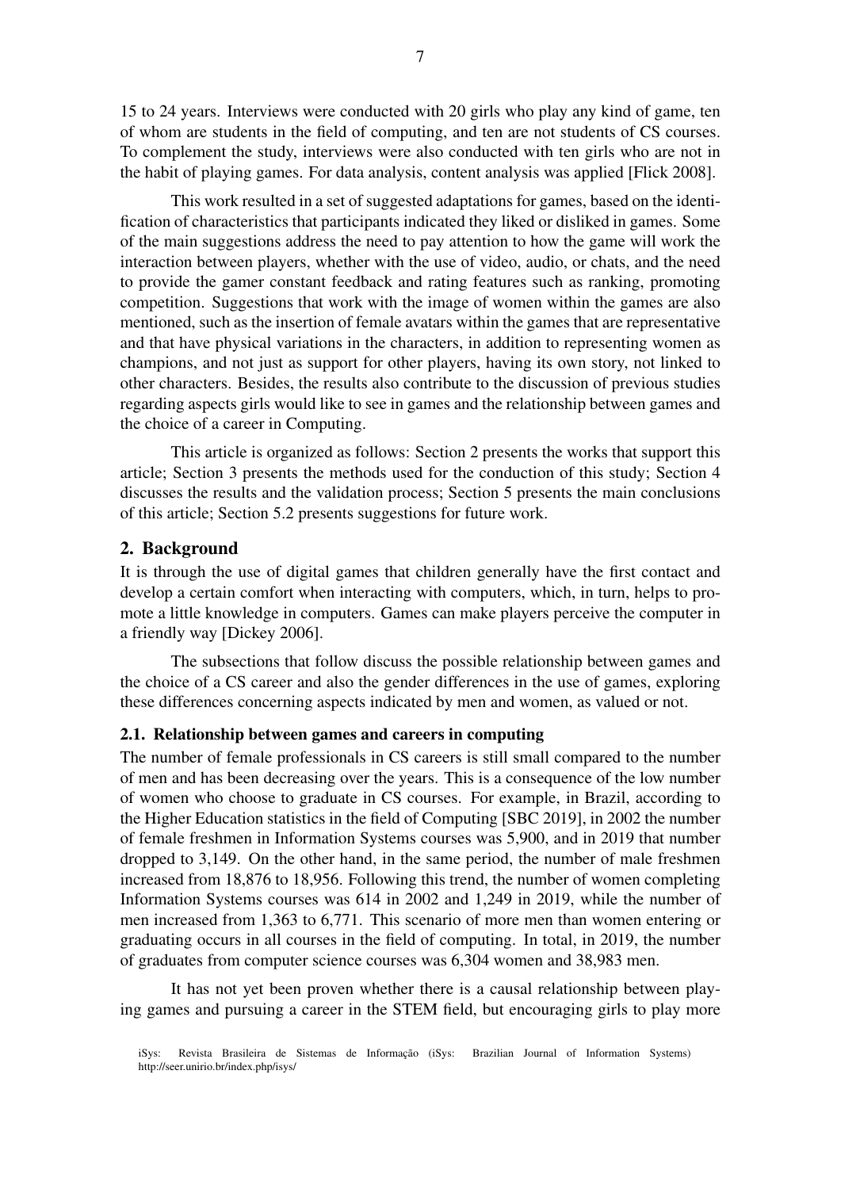15 to 24 years. Interviews were conducted with 20 girls who play any kind of game, ten of whom are students in the field of computing, and ten are not students of CS courses. To complement the study, interviews were also conducted with ten girls who are not in the habit of playing games. For data analysis, content analysis was applied [Flick 2008].

This work resulted in a set of suggested adaptations for games, based on the identification of characteristics that participants indicated they liked or disliked in games. Some of the main suggestions address the need to pay attention to how the game will work the interaction between players, whether with the use of video, audio, or chats, and the need to provide the gamer constant feedback and rating features such as ranking, promoting competition. Suggestions that work with the image of women within the games are also mentioned, such as the insertion of female avatars within the games that are representative and that have physical variations in the characters, in addition to representing women as champions, and not just as support for other players, having its own story, not linked to other characters. Besides, the results also contribute to the discussion of previous studies regarding aspects girls would like to see in games and the relationship between games and the choice of a career in Computing.

This article is organized as follows: Section 2 presents the works that support this article; Section 3 presents the methods used for the conduction of this study; Section 4 discusses the results and the validation process; Section 5 presents the main conclusions of this article; Section 5.2 presents suggestions for future work.

## 2. Background

It is through the use of digital games that children generally have the first contact and develop a certain comfort when interacting with computers, which, in turn, helps to promote a little knowledge in computers. Games can make players perceive the computer in a friendly way [Dickey 2006].

The subsections that follow discuss the possible relationship between games and the choice of a CS career and also the gender differences in the use of games, exploring these differences concerning aspects indicated by men and women, as valued or not.

### 2.1. Relationship between games and careers in computing

The number of female professionals in CS careers is still small compared to the number of men and has been decreasing over the years. This is a consequence of the low number of women who choose to graduate in CS courses. For example, in Brazil, according to the Higher Education statistics in the field of Computing [SBC 2019], in 2002 the number of female freshmen in Information Systems courses was 5,900, and in 2019 that number dropped to 3,149. On the other hand, in the same period, the number of male freshmen increased from 18,876 to 18,956. Following this trend, the number of women completing Information Systems courses was 614 in 2002 and 1,249 in 2019, while the number of men increased from 1,363 to 6,771. This scenario of more men than women entering or graduating occurs in all courses in the field of computing. In total, in 2019, the number of graduates from computer science courses was 6,304 women and 38,983 men.

It has not yet been proven whether there is a causal relationship between playing games and pursuing a career in the STEM field, but encouraging girls to play more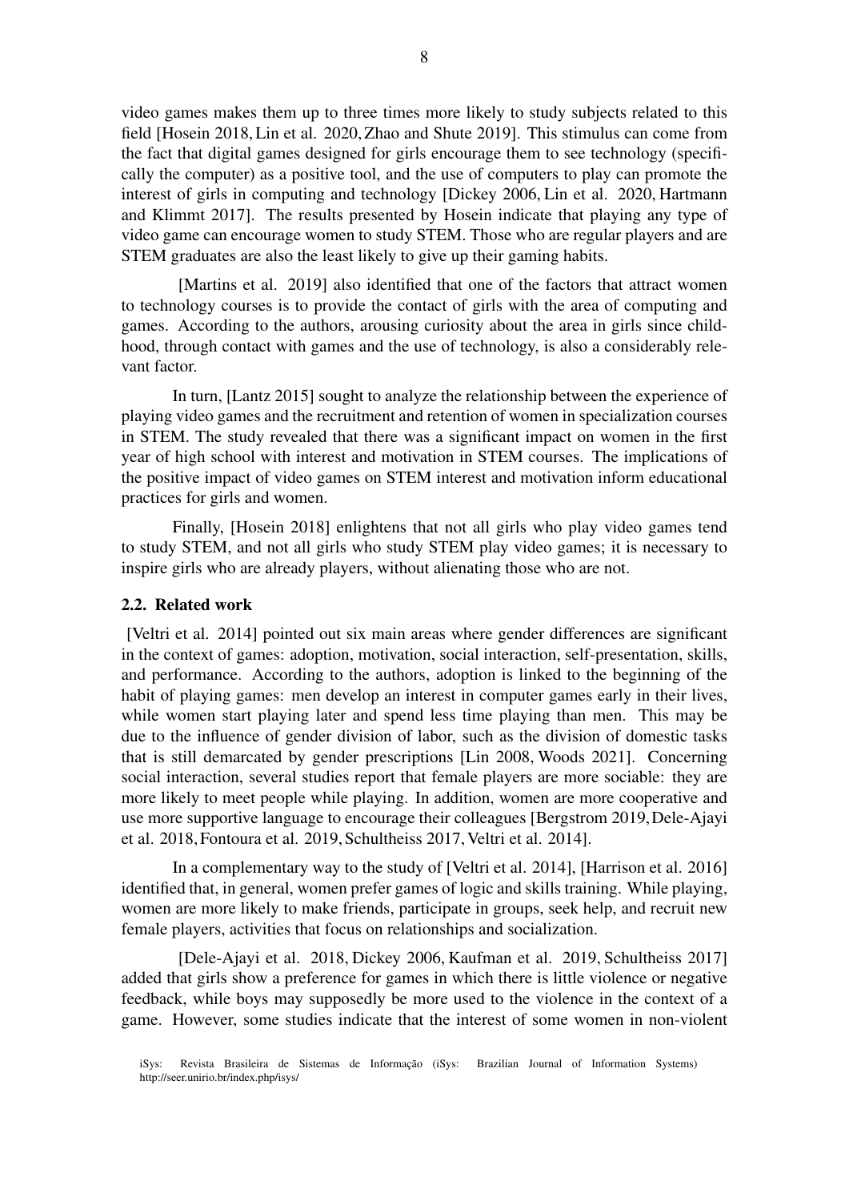video games makes them up to three times more likely to study subjects related to this field [Hosein 2018, Lin et al. 2020, Zhao and Shute 2019]. This stimulus can come from the fact that digital games designed for girls encourage them to see technology (specifically the computer) as a positive tool, and the use of computers to play can promote the interest of girls in computing and technology [Dickey 2006, Lin et al. 2020, Hartmann and Klimmt 2017]. The results presented by Hosein indicate that playing any type of video game can encourage women to study STEM. Those who are regular players and are STEM graduates are also the least likely to give up their gaming habits.

[Martins et al. 2019] also identified that one of the factors that attract women to technology courses is to provide the contact of girls with the area of computing and games. According to the authors, arousing curiosity about the area in girls since childhood, through contact with games and the use of technology, is also a considerably relevant factor.

In turn, [Lantz 2015] sought to analyze the relationship between the experience of playing video games and the recruitment and retention of women in specialization courses in STEM. The study revealed that there was a significant impact on women in the first year of high school with interest and motivation in STEM courses. The implications of the positive impact of video games on STEM interest and motivation inform educational practices for girls and women.

Finally, [Hosein 2018] enlightens that not all girls who play video games tend to study STEM, and not all girls who study STEM play video games; it is necessary to inspire girls who are already players, without alienating those who are not.

### 2.2. Related work

[Veltri et al. 2014] pointed out six main areas where gender differences are significant in the context of games: adoption, motivation, social interaction, self-presentation, skills, and performance. According to the authors, adoption is linked to the beginning of the habit of playing games: men develop an interest in computer games early in their lives, while women start playing later and spend less time playing than men. This may be due to the influence of gender division of labor, such as the division of domestic tasks that is still demarcated by gender prescriptions [Lin 2008, Woods 2021]. Concerning social interaction, several studies report that female players are more sociable: they are more likely to meet people while playing. In addition, women are more cooperative and use more supportive language to encourage their colleagues [Bergstrom 2019, Dele-Ajayi et al. 2018, Fontoura et al. 2019, Schultheiss 2017, Veltri et al. 2014].

In a complementary way to the study of [Veltri et al. 2014], [Harrison et al. 2016] identified that, in general, women prefer games of logic and skills training. While playing, women are more likely to make friends, participate in groups, seek help, and recruit new female players, activities that focus on relationships and socialization.

[Dele-Ajayi et al. 2018, Dickey 2006, Kaufman et al. 2019, Schultheiss 2017] added that girls show a preference for games in which there is little violence or negative feedback, while boys may supposedly be more used to the violence in the context of a game. However, some studies indicate that the interest of some women in non-violent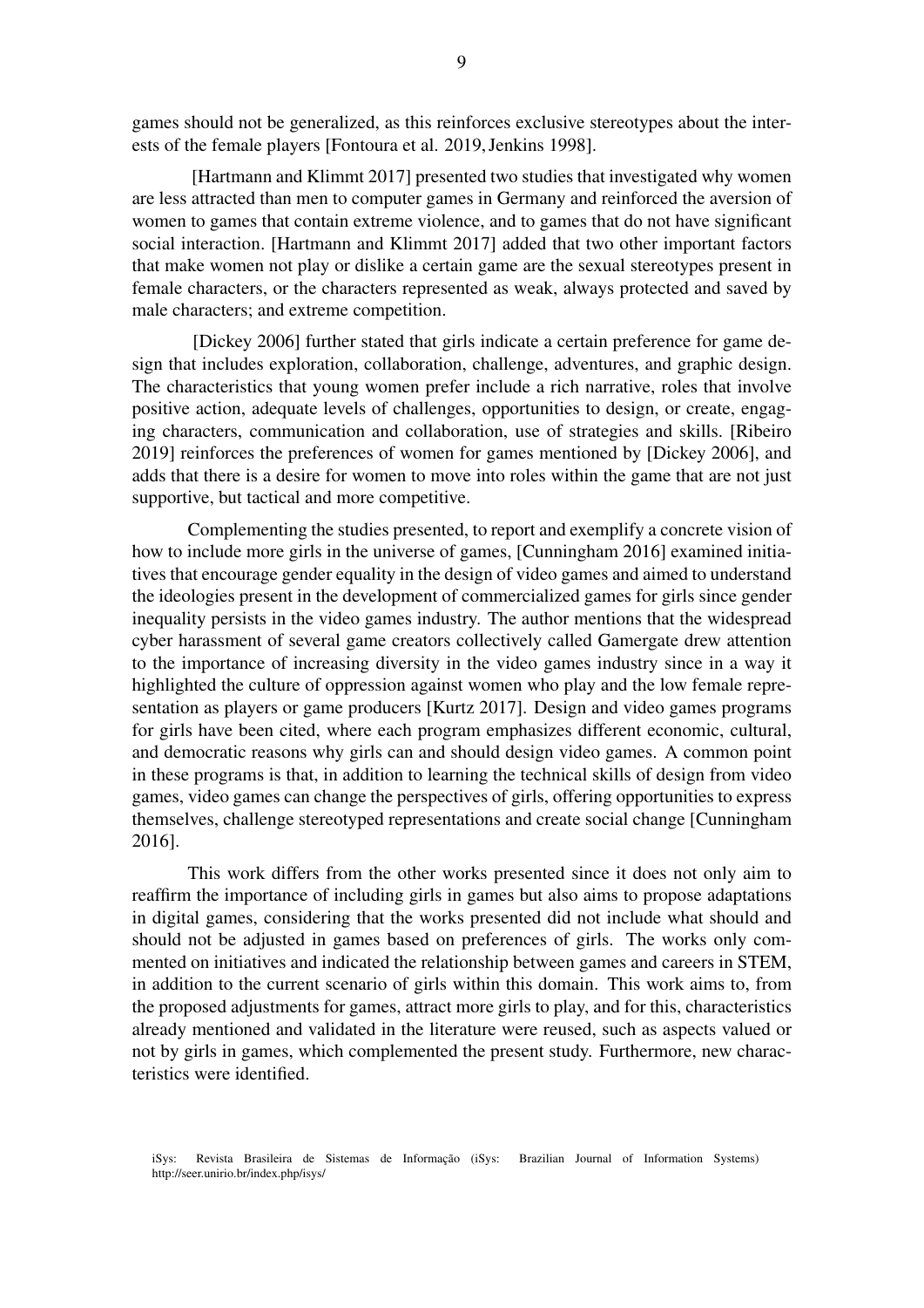games should not be generalized, as this reinforces exclusive stereotypes about the interests of the female players [Fontoura et al. 2019, Jenkins 1998].

[Hartmann and Klimmt 2017] presented two studies that investigated why women are less attracted than men to computer games in Germany and reinforced the aversion of women to games that contain extreme violence, and to games that do not have significant social interaction. [Hartmann and Klimmt 2017] added that two other important factors that make women not play or dislike a certain game are the sexual stereotypes present in female characters, or the characters represented as weak, always protected and saved by male characters; and extreme competition.

[Dickey 2006] further stated that girls indicate a certain preference for game design that includes exploration, collaboration, challenge, adventures, and graphic design. The characteristics that young women prefer include a rich narrative, roles that involve positive action, adequate levels of challenges, opportunities to design, or create, engaging characters, communication and collaboration, use of strategies and skills. [Ribeiro 2019] reinforces the preferences of women for games mentioned by [Dickey 2006], and adds that there is a desire for women to move into roles within the game that are not just supportive, but tactical and more competitive.

Complementing the studies presented, to report and exemplify a concrete vision of how to include more girls in the universe of games, [Cunningham 2016] examined initiatives that encourage gender equality in the design of video games and aimed to understand the ideologies present in the development of commercialized games for girls since gender inequality persists in the video games industry. The author mentions that the widespread cyber harassment of several game creators collectively called Gamergate drew attention to the importance of increasing diversity in the video games industry since in a way it highlighted the culture of oppression against women who play and the low female representation as players or game producers [Kurtz 2017]. Design and video games programs for girls have been cited, where each program emphasizes different economic, cultural, and democratic reasons why girls can and should design video games. A common point in these programs is that, in addition to learning the technical skills of design from video games, video games can change the perspectives of girls, offering opportunities to express themselves, challenge stereotyped representations and create social change [Cunningham 2016].

This work differs from the other works presented since it does not only aim to reaffirm the importance of including girls in games but also aims to propose adaptations in digital games, considering that the works presented did not include what should and should not be adjusted in games based on preferences of girls. The works only commented on initiatives and indicated the relationship between games and careers in STEM, in addition to the current scenario of girls within this domain. This work aims to, from the proposed adjustments for games, attract more girls to play, and for this, characteristics already mentioned and validated in the literature were reused, such as aspects valued or not by girls in games, which complemented the present study. Furthermore, new characteristics were identified.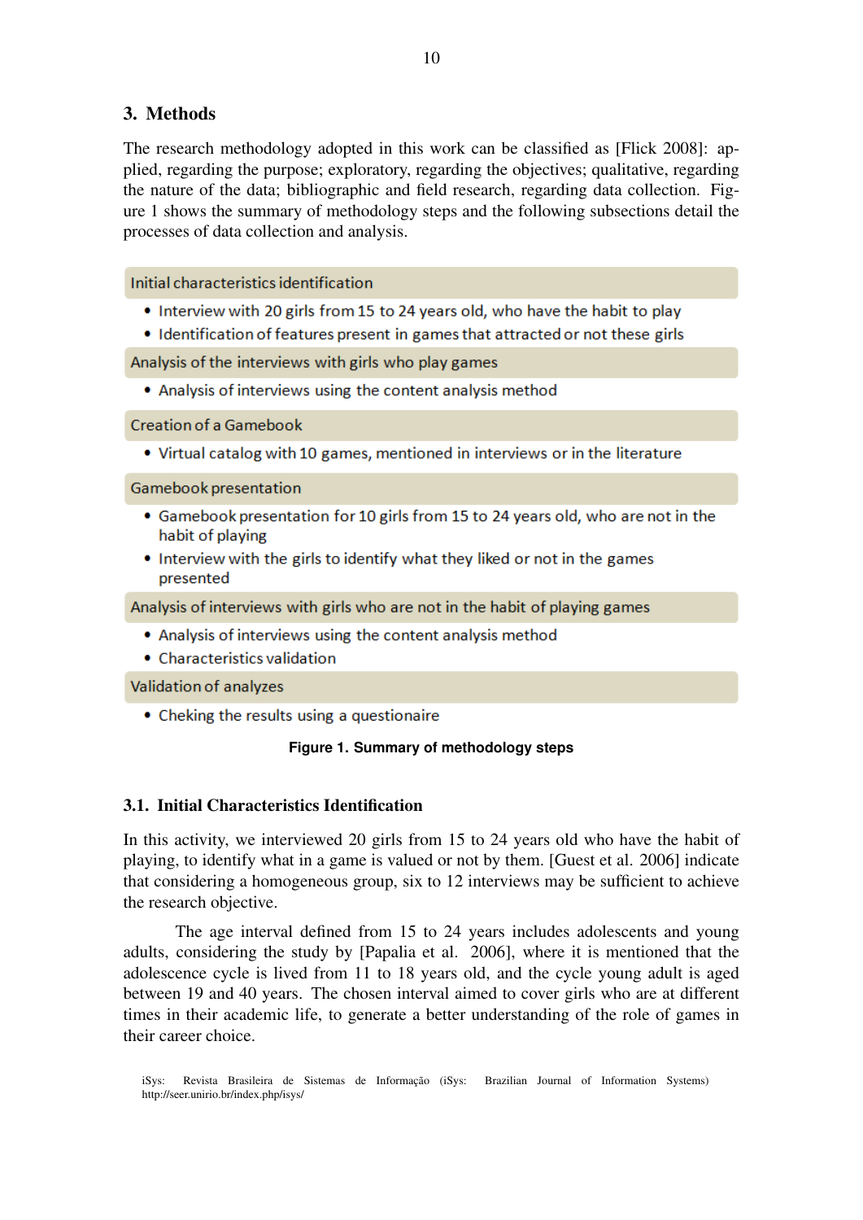## 3. Methods

The research methodology adopted in this work can be classified as [Flick 2008]: applied, regarding the purpose; exploratory, regarding the objectives; qualitative, regarding the nature of the data; bibliographic and field research, regarding data collection. Figure 1 shows the summary of methodology steps and the following subsections detail the processes of data collection and analysis.

**Initial characteristics identification**

- Interview with 20 girls from 15 to 24 years old, who have the habit to play
- Identification of features present in games that attracted or not these girls

**Analysis of the interviews with girls who play games**

- Analysis of interviews using the content analysis method

**Creation of a Gamebook**

- Virtual catalog with 10 games, mentioned in interviews or in the literature

**Gamebook presentation**

- Gamebook presentation for 10 girls from 15 to 24 years old, who are not in the habit of playing
- Interview with the girls to identify what they liked or not in the games presented

**Analysis of interviews with girls who are not in the habit of playing games**

- Analysis of interviews using the content analysis method
- Characteristics validation

**Validation of analyzes**

- Cheking the results using a questionaire

**Figure 1. Summary of methodology steps**

### 3.1. Initial Characteristics Identification

In this activity, we interviewed 20 girls from 15 to 24 years old who have the habit of playing, to identify what in a game is valued or not by them. [Guest et al. 2006] indicate that considering a homogeneous group, six to 12 interviews may be sufficient to achieve the research objective.

The age interval defined from 15 to 24 years includes adolescents and young adults, considering the study by [Papalia et al. 2006], where it is mentioned that the adolescence cycle is lived from 11 to 18 years old, and the cycle young adult is aged between 19 and 40 years. The chosen interval aimed to cover girls who are at different times in their academic life, to generate a better understanding of the role of games in their career choice.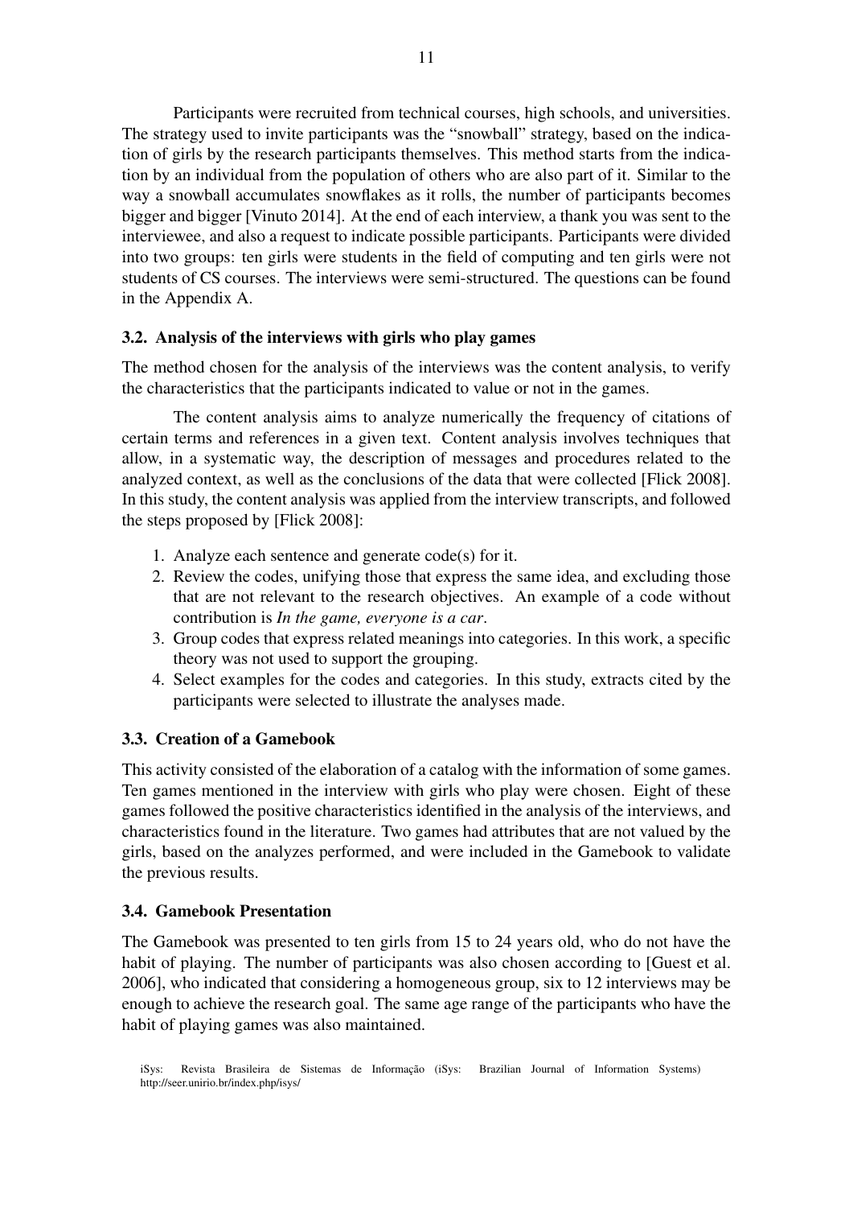Participants were recruited from technical courses, high schools, and universities. The strategy used to invite participants was the "snowball" strategy, based on the indication of girls by the research participants themselves. This method starts from the indication by an individual from the population of others who are also part of it. Similar to the way a snowball accumulates snowflakes as it rolls, the number of participants becomes bigger and bigger [Vinuto 2014]. At the end of each interview, a thank you was sent to the interviewee, and also a request to indicate possible participants. Participants were divided into two groups: ten girls were students in the field of computing and ten girls were not students of CS courses. The interviews were semi-structured. The questions can be found in the Appendix A.

### 3.2. Analysis of the interviews with girls who play games

The method chosen for the analysis of the interviews was the content analysis, to verify the characteristics that the participants indicated to value or not in the games.

The content analysis aims to analyze numerically the frequency of citations of certain terms and references in a given text. Content analysis involves techniques that allow, in a systematic way, the description of messages and procedures related to the analyzed context, as well as the conclusions of the data that were collected [Flick 2008]. In this study, the content analysis was applied from the interview transcripts, and followed the steps proposed by [Flick 2008]:

1. Analyze each sentence and generate code(s) for it.
2. Review the codes, unifying those that express the same idea, and excluding those that are not relevant to the research objectives. An example of a code without contribution is *In the game, everyone is a car*.
3. Group codes that express related meanings into categories. In this work, a specific theory was not used to support the grouping.
4. Select examples for the codes and categories. In this study, extracts cited by the participants were selected to illustrate the analyses made.

### 3.3. Creation of a Gamebook

This activity consisted of the elaboration of a catalog with the information of some games. Ten games mentioned in the interview with girls who play were chosen. Eight of these games followed the positive characteristics identified in the analysis of the interviews, and characteristics found in the literature. Two games had attributes that are not valued by the girls, based on the analyzes performed, and were included in the Gamebook to validate the previous results.

### 3.4. Gamebook Presentation

The Gamebook was presented to ten girls from 15 to 24 years old, who do not have the habit of playing. The number of participants was also chosen according to [Guest et al. 2006], who indicated that considering a homogeneous group, six to 12 interviews may be enough to achieve the research goal. The same age range of the participants who have the habit of playing games was also maintained.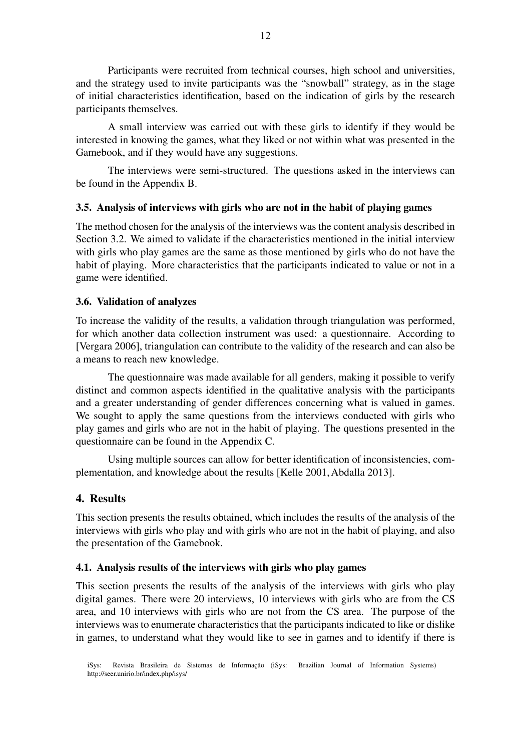Participants were recruited from technical courses, high school and universities, and the strategy used to invite participants was the "snowball" strategy, as in the stage of initial characteristics identification, based on the indication of girls by the research participants themselves.

A small interview was carried out with these girls to identify if they would be interested in knowing the games, what they liked or not within what was presented in the Gamebook, and if they would have any suggestions.

The interviews were semi-structured. The questions asked in the interviews can be found in the Appendix B.

### 3.5. Analysis of interviews with girls who are not in the habit of playing games

The method chosen for the analysis of the interviews was the content analysis described in Section 3.2. We aimed to validate if the characteristics mentioned in the initial interview with girls who play games are the same as those mentioned by girls who do not have the habit of playing. More characteristics that the participants indicated to value or not in a game were identified.

### 3.6. Validation of analyzes

To increase the validity of the results, a validation through triangulation was performed, for which another data collection instrument was used: a questionnaire. According to [Vergara 2006], triangulation can contribute to the validity of the research and can also be a means to reach new knowledge.

The questionnaire was made available for all genders, making it possible to verify distinct and common aspects identified in the qualitative analysis with the participants and a greater understanding of gender differences concerning what is valued in games. We sought to apply the same questions from the interviews conducted with girls who play games and girls who are not in the habit of playing. The questions presented in the questionnaire can be found in the Appendix C.

Using multiple sources can allow for better identification of inconsistencies, complementation, and knowledge about the results [Kelle 2001, Abdalla 2013].

## 4. Results

This section presents the results obtained, which includes the results of the analysis of the interviews with girls who play and with girls who are not in the habit of playing, and also the presentation of the Gamebook.

### 4.1. Analysis results of the interviews with girls who play games

This section presents the results of the analysis of the interviews with girls who play digital games. There were 20 interviews, 10 interviews with girls who are from the CS area, and 10 interviews with girls who are not from the CS area. The purpose of the interviews was to enumerate characteristics that the participants indicated to like or dislike in games, to understand what they would like to see in games and to identify if there is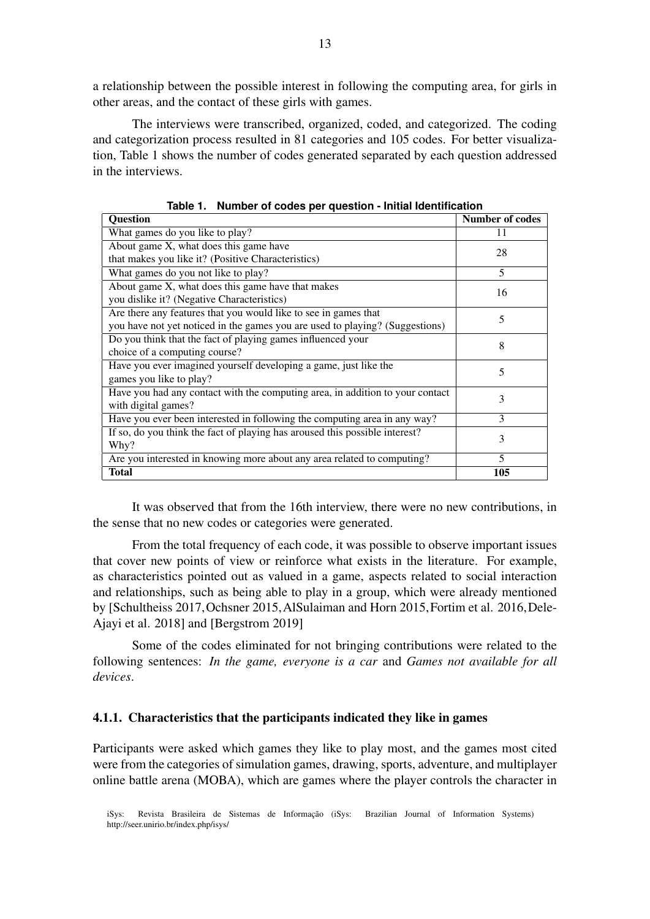a relationship between the possible interest in following the computing area, for girls in other areas, and the contact of these girls with games.

The interviews were transcribed, organized, coded, and categorized. The coding and categorization process resulted in 81 categories and 105 codes. For better visualization, Table 1 shows the number of codes generated separated by each question addressed in the interviews.

**Table 1. Number of codes per question - Initial Identification**

| Question | Number of codes |
|---|---|
| What games do you like to play? | 11 |
| About game X, what does this game have that makes you like it? (Positive Characteristics) | 28 |
| What games do you not like to play? | 5 |
| About game X, what does this game have that makes you dislike it? (Negative Characteristics) | 16 |
| Are there any features that you would like to see in games that you have not yet noticed in the games you are used to playing? (Suggestions) | 5 |
| Do you think that the fact of playing games influenced your choice of a computing course? | 8 |
| Have you ever imagined yourself developing a game, just like the games you like to play? | 5 |
| Have you had any contact with the computing area, in addition to your contact with digital games? | 3 |
| Have you ever been interested in following the computing area in any way? | 3 |
| If so, do you think the fact of playing has aroused this possible interest? Why? | 3 |
| Are you interested in knowing more about any area related to computing? | 5 |
| **Total** | **105** |

It was observed that from the 16th interview, there were no new contributions, in the sense that no new codes or categories were generated.

From the total frequency of each code, it was possible to observe important issues that cover new points of view or reinforce what exists in the literature. For example, as characteristics pointed out as valued in a game, aspects related to social interaction and relationships, such as being able to play in a group, which were already mentioned by [Schultheiss 2017, Ochsner 2015, AlSulaiman and Horn 2015, Fortim et al. 2016, Dele-Ajayi et al. 2018] and [Bergstrom 2019]

Some of the codes eliminated for not bringing contributions were related to the following sentences: *In the game, everyone is a car* and *Games not available for all devices*.

#### 4.1.1. Characteristics that the participants indicated they like in games

Participants were asked which games they like to play most, and the games most cited were from the categories of simulation games, drawing, sports, adventure, and multiplayer online battle arena (MOBA), which are games where the player controls the character in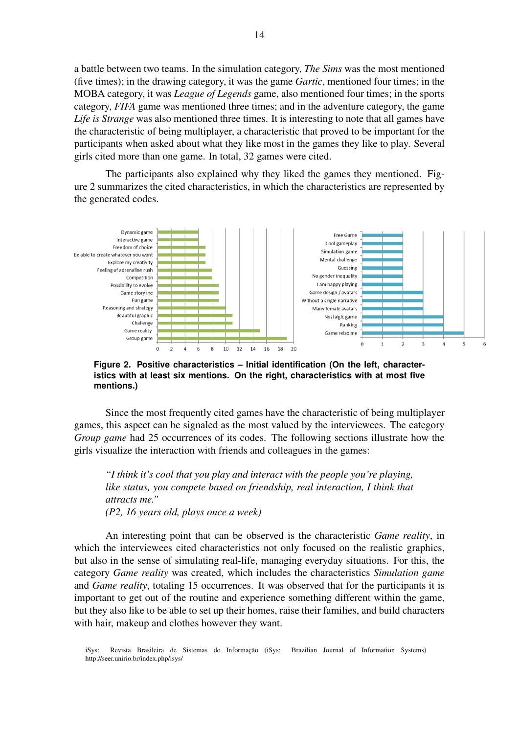a battle between two teams. In the simulation category, *The Sims* was the most mentioned (five times); in the drawing category, it was the game *Gartic*, mentioned four times; in the MOBA category, it was *League of Legends* game, also mentioned four times; in the sports category, *FIFA* game was mentioned three times; and in the adventure category, the game *Life is Strange* was also mentioned three times. It is interesting to note that all games have the characteristic of being multiplayer, a characteristic that proved to be important for the participants when asked about what they like most in the games they like to play. Several girls cited more than one game. In total, 32 games were cited.

The participants also explained why they liked the games they mentioned. Figure 2 summarizes the cited characteristics, in which the characteristics are represented by the generated codes.

**Figure 2. Positive characteristics – Initial identification (On the left, characteristics with at least six mentions. On the right, characteristics with at most five mentions.)**

Since the most frequently cited games have the characteristic of being multiplayer games, this aspect can be signaled as the most valued by the interviewees. The category *Group game* had 25 occurrences of its codes. The following sections illustrate how the girls visualize the interaction with friends and colleagues in the games:

> *"I think it's cool that you play and interact with the people you're playing, like status, you compete based on friendship, real interaction, I think that attracts me."*
> *(P2, 16 years old, plays once a week)*

An interesting point that can be observed is the characteristic *Game reality*, in which the interviewees cited characteristics not only focused on the realistic graphics, but also in the sense of simulating real-life, managing everyday situations. For this, the category *Game reality* was created, which includes the characteristics *Simulation game* and *Game reality*, totaling 15 occurrences. It was observed that for the participants it is important to get out of the routine and experience something different within the game, but they also like to be able to set up their homes, raise their families, and build characters with hair, makeup and clothes however they want.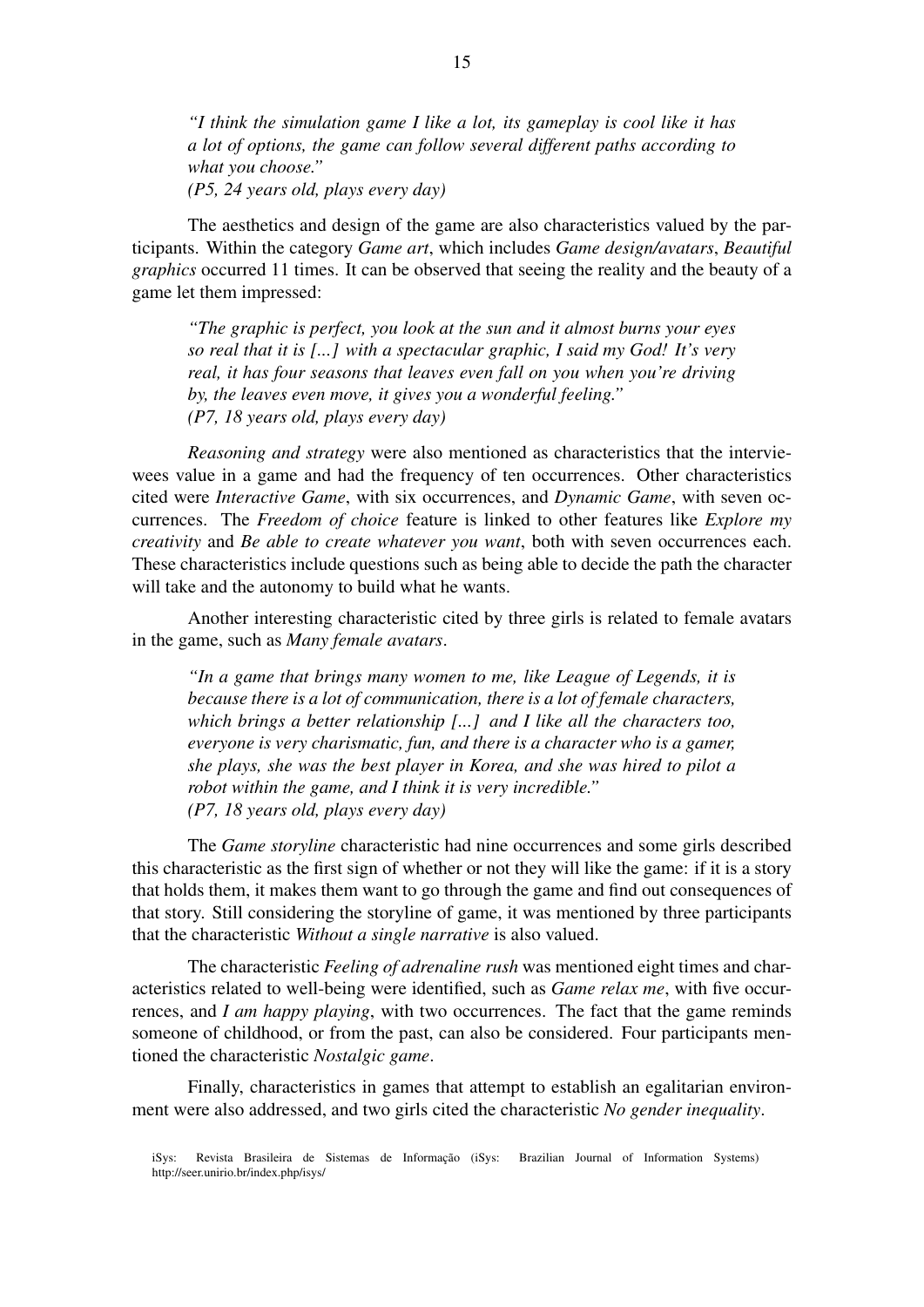> *"I think the simulation game I like a lot, its gameplay is cool like it has a lot of options, the game can follow several different paths according to what you choose."*
> *(P5, 24 years old, plays every day)*

The aesthetics and design of the game are also characteristics valued by the participants. Within the category *Game art*, which includes *Game design/avatars*, *Beautiful graphics* occurred 11 times. It can be observed that seeing the reality and the beauty of a game let them impressed:

> *"The graphic is perfect, you look at the sun and it almost burns your eyes so real that it is [...] with a spectacular graphic, I said my God! It's very real, it has four seasons that leaves even fall on you when you're driving by, the leaves even move, it gives you a wonderful feeling."*
> *(P7, 18 years old, plays every day)*

*Reasoning and strategy* were also mentioned as characteristics that the interviewees value in a game and had the frequency of ten occurrences. Other characteristics cited were *Interactive Game*, with six occurrences, and *Dynamic Game*, with seven occurrences. The *Freedom of choice* feature is linked to other features like *Explore my creativity* and *Be able to create whatever you want*, both with seven occurrences each. These characteristics include questions such as being able to decide the path the character will take and the autonomy to build what he wants.

Another interesting characteristic cited by three girls is related to female avatars in the game, such as *Many female avatars*.

> *"In a game that brings many women to me, like League of Legends, it is because there is a lot of communication, there is a lot of female characters, which brings a better relationship [...] and I like all the characters too, everyone is very charismatic, fun, and there is a character who is a gamer, she plays, she was the best player in Korea, and she was hired to pilot a robot within the game, and I think it is very incredible."*
> *(P7, 18 years old, plays every day)*

The *Game storyline* characteristic had nine occurrences and some girls described this characteristic as the first sign of whether or not they will like the game: if it is a story that holds them, it makes them want to go through the game and find out consequences of that story. Still considering the storyline of game, it was mentioned by three participants that the characteristic *Without a single narrative* is also valued.

The characteristic *Feeling of adrenaline rush* was mentioned eight times and characteristics related to well-being were identified, such as *Game relax me*, with five occurrences, and *I am happy playing*, with two occurrences. The fact that the game reminds someone of childhood, or from the past, can also be considered. Four participants mentioned the characteristic *Nostalgic game*.

Finally, characteristics in games that attempt to establish an egalitarian environment were also addressed, and two girls cited the characteristic *No gender inequality*.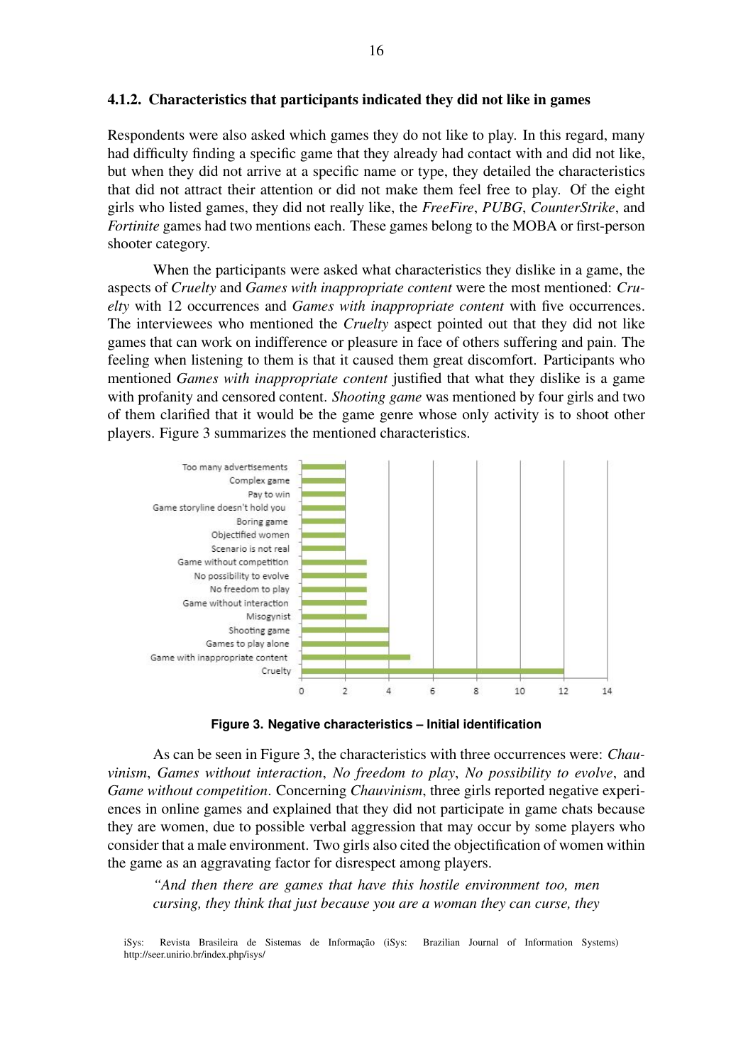#### 4.1.2. Characteristics that participants indicated they did not like in games

Respondents were also asked which games they do not like to play. In this regard, many had difficulty finding a specific game that they already had contact with and did not like, but when they did not arrive at a specific name or type, they detailed the characteristics that did not attract their attention or did not make them feel free to play. Of the eight girls who listed games, they did not really like, the *FreeFire*, *PUBG*, *CounterStrike*, and *Fortinite* games had two mentions each. These games belong to the MOBA or first-person shooter category.

When the participants were asked what characteristics they dislike in a game, the aspects of *Cruelty* and *Games with inappropriate content* were the most mentioned: *Cruelty* with 12 occurrences and *Games with inappropriate content* with five occurrences. The interviewees who mentioned the *Cruelty* aspect pointed out that they did not like games that can work on indifference or pleasure in face of others suffering and pain. The feeling when listening to them is that it caused them great discomfort. Participants who mentioned *Games with inappropriate content* justified that what they dislike is a game with profanity and censored content. *Shooting game* was mentioned by four girls and two of them clarified that it would be the game genre whose only activity is to shoot other players. Figure 3 summarizes the mentioned characteristics.

| Characteristic | Occurrences |
|---|---|
| Too many advertisements | 2 |
| Complex game | 2 |
| Pay to win | 2 |
| Game storyline doesn't hold you | 2 |
| Boring game | 2 |
| Objectified women | 2 |
| Scenario is not real | 2 |
| Game without competition | 3 |
| No possibility to evolve | 3 |
| No freedom to play | 3 |
| Game without interaction | 3 |
| Misogynist | 3 |
| Shooting game | 4 |
| Games to play alone | 4 |
| Game with inappropriate content | 5 |
| Cruelty | 12 |

**Figure 3. Negative characteristics – Initial identification**

As can be seen in Figure 3, the characteristics with three occurrences were: *Chauvinism*, *Games without interaction*, *No freedom to play*, *No possibility to evolve*, and *Game without competition*. Concerning *Chauvinism*, three girls reported negative experiences in online games and explained that they did not participate in game chats because they are women, due to possible verbal aggression that may occur by some players who consider that a male environment. Two girls also cited the objectification of women within the game as an aggravating factor for disrespect among players.

> *"And then there are games that have this hostile environment too, men cursing, they think that just because you are a woman they can curse, they*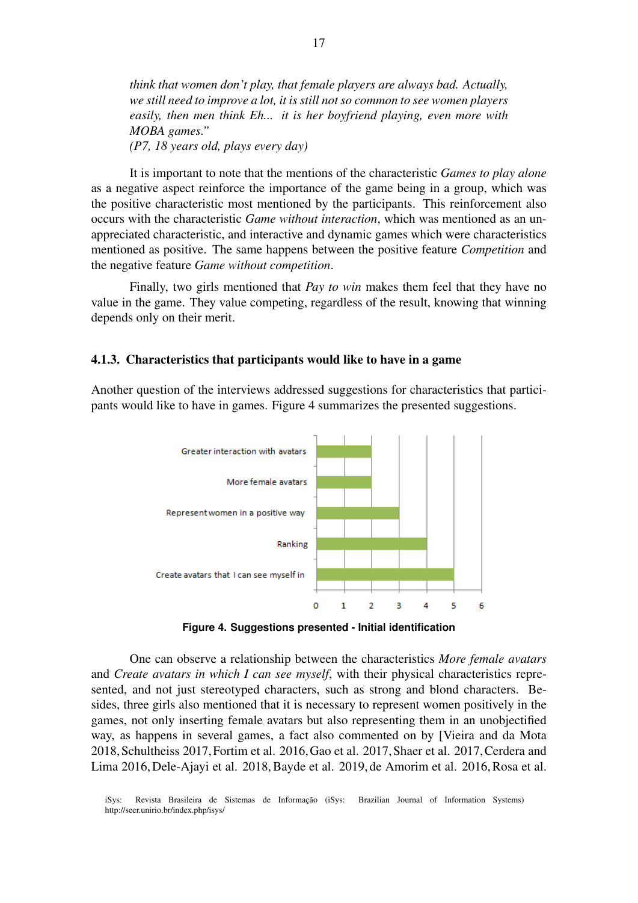*think that women don't play, that female players are always bad. Actually, we still need to improve a lot, it is still not so common to see women players easily, then men think Eh... it is her boyfriend playing, even more with MOBA games."*
*(P7, 18 years old, plays every day)*

It is important to note that the mentions of the characteristic *Games to play alone* as a negative aspect reinforce the importance of the game being in a group, which was the positive characteristic most mentioned by the participants. This reinforcement also occurs with the characteristic *Game without interaction*, which was mentioned as an unappreciated characteristic, and interactive and dynamic games which were characteristics mentioned as positive. The same happens between the positive feature *Competition* and the negative feature *Game without competition*.

Finally, two girls mentioned that *Pay to win* makes them feel that they have no value in the game. They value competing, regardless of the result, knowing that winning depends only on their merit.

### 4.1.3. Characteristics that participants would like to have in a game

Another question of the interviews addressed suggestions for characteristics that participants would like to have in games. Figure 4 summarizes the presented suggestions.

| Suggestion | Count |
|---|---|
| Greater interaction with avatars | 2 |
| More female avatars | 2 |
| Represent women in a positive way | 3 |
| Ranking | 4 |
| Create avatars that I can see myself in | 5 |

**Figure 4. Suggestions presented - Initial identification**

One can observe a relationship between the characteristics *More female avatars* and *Create avatars in which I can see myself*, with their physical characteristics represented, and not just stereotyped characters, such as strong and blond characters. Besides, three girls also mentioned that it is necessary to represent women positively in the games, not only inserting female avatars but also representing them in an unobjectified way, as happens in several games, a fact also commented on by [Vieira and da Mota 2018, Schultheiss 2017, Fortim et al. 2016, Gao et al. 2017, Shaer et al. 2017, Cerdera and Lima 2016, Dele-Ajayi et al. 2018, Bayde et al. 2019, de Amorim et al. 2016, Rosa et al.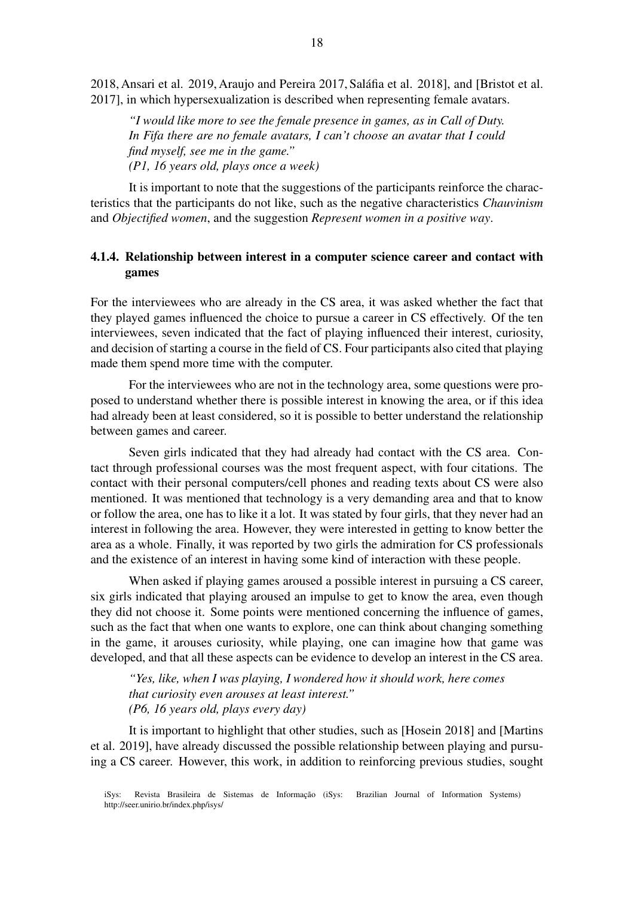2018, Ansari et al. 2019, Araujo and Pereira 2017, Saláfia et al. 2018], and [Bristot et al. 2017], in which hypersexualization is described when representing female avatars.

> *"I would like more to see the female presence in games, as in Call of Duty. In Fifa there are no female avatars, I can't choose an avatar that I could find myself, see me in the game."*
> *(P1, 16 years old, plays once a week)*

It is important to note that the suggestions of the participants reinforce the characteristics that the participants do not like, such as the negative characteristics *Chauvinism* and *Objectified women*, and the suggestion *Represent women in a positive way*.

#### 4.1.4. Relationship between interest in a computer science career and contact with games

For the interviewees who are already in the CS area, it was asked whether the fact that they played games influenced the choice to pursue a career in CS effectively. Of the ten interviewees, seven indicated that the fact of playing influenced their interest, curiosity, and decision of starting a course in the field of CS. Four participants also cited that playing made them spend more time with the computer.

For the interviewees who are not in the technology area, some questions were proposed to understand whether there is possible interest in knowing the area, or if this idea had already been at least considered, so it is possible to better understand the relationship between games and career.

Seven girls indicated that they had already had contact with the CS area. Contact through professional courses was the most frequent aspect, with four citations. The contact with their personal computers/cell phones and reading texts about CS were also mentioned. It was mentioned that technology is a very demanding area and that to know or follow the area, one has to like it a lot. It was stated by four girls, that they never had an interest in following the area. However, they were interested in getting to know better the area as a whole. Finally, it was reported by two girls the admiration for CS professionals and the existence of an interest in having some kind of interaction with these people.

When asked if playing games aroused a possible interest in pursuing a CS career, six girls indicated that playing aroused an impulse to get to know the area, even though they did not choose it. Some points were mentioned concerning the influence of games, such as the fact that when one wants to explore, one can think about changing something in the game, it arouses curiosity, while playing, one can imagine how that game was developed, and that all these aspects can be evidence to develop an interest in the CS area.

> *"Yes, like, when I was playing, I wondered how it should work, here comes that curiosity even arouses at least interest."*
> *(P6, 16 years old, plays every day)*

It is important to highlight that other studies, such as [Hosein 2018] and [Martins et al. 2019], have already discussed the possible relationship between playing and pursuing a CS career. However, this work, in addition to reinforcing previous studies, sought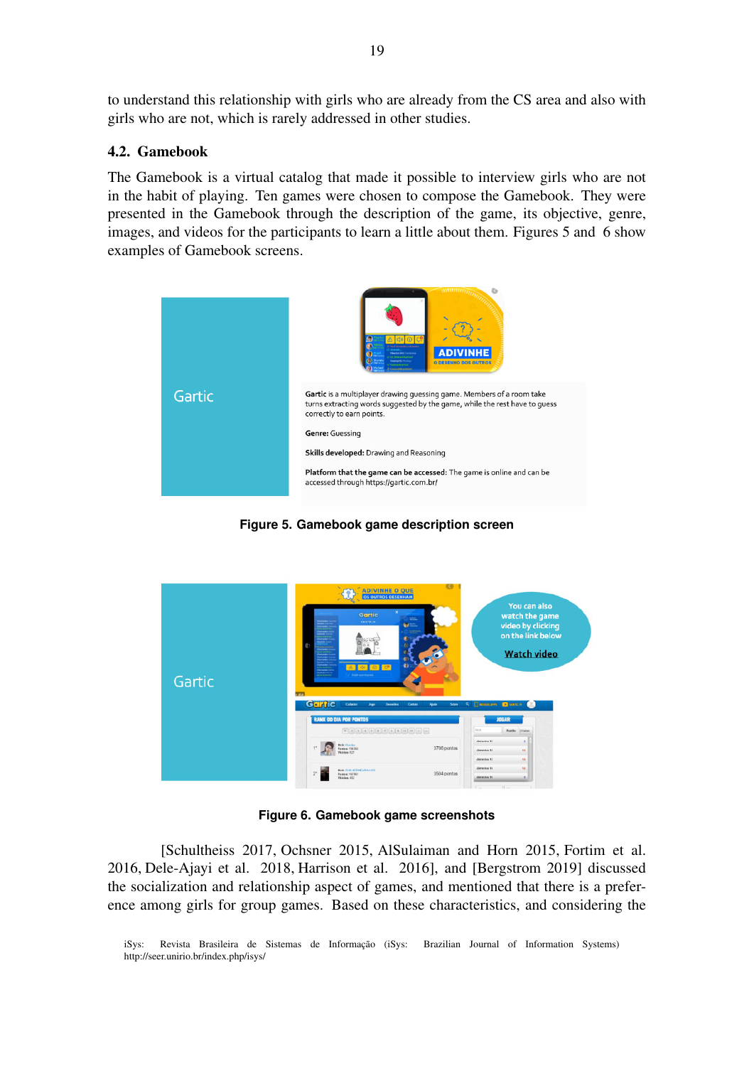to understand this relationship with girls who are already from the CS area and also with girls who are not, which is rarely addressed in other studies.

### 4.2. Gamebook

The Gamebook is a virtual catalog that made it possible to interview girls who are not in the habit of playing. Ten games were chosen to compose the Gamebook. They were presented in the Gamebook through the description of the game, its objective, genre, images, and videos for the participants to learn a little about them. Figures 5 and 6 show examples of Gamebook screens.

Gartic

**Gartic** is a multiplayer drawing guessing game. Members of a room take turns extracting words suggested by the game, while the rest have to guess correctly to earn points.

**Genre:** Guessing

**Skills developed:** Drawing and Reasoning

**Platform that the game can be accessed:** The game is online and can be accessed through https://gartic.com.br/

**Figure 5. Gamebook game description screen**

Gartic

You can also watch the game video by clicking on the link below

Watch video

**Figure 6. Gamebook game screenshots**

[Schultheiss 2017, Ochsner 2015, AlSulaiman and Horn 2015, Fortim et al. 2016, Dele-Ajayi et al. 2018, Harrison et al. 2016], and [Bergstrom 2019] discussed the socialization and relationship aspect of games, and mentioned that there is a preference among girls for group games. Based on these characteristics, and considering the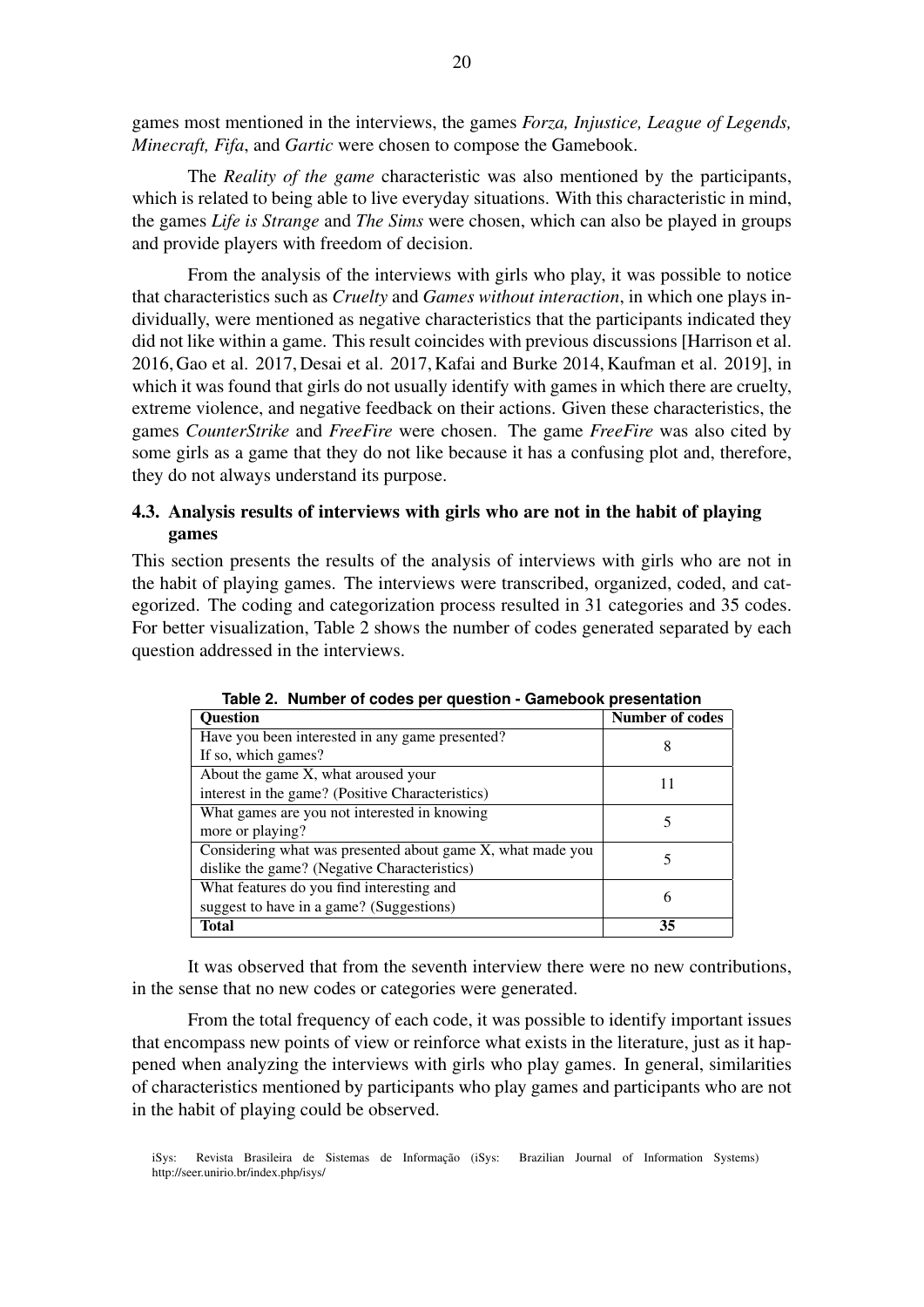games most mentioned in the interviews, the games *Forza, Injustice, League of Legends, Minecraft, Fifa*, and *Gartic* were chosen to compose the Gamebook.

The *Reality of the game* characteristic was also mentioned by the participants, which is related to being able to live everyday situations. With this characteristic in mind, the games *Life is Strange* and *The Sims* were chosen, which can also be played in groups and provide players with freedom of decision.

From the analysis of the interviews with girls who play, it was possible to notice that characteristics such as *Cruelty* and *Games without interaction*, in which one plays individually, were mentioned as negative characteristics that the participants indicated they did not like within a game. This result coincides with previous discussions [Harrison et al. 2016, Gao et al. 2017, Desai et al. 2017, Kafai and Burke 2014, Kaufman et al. 2019], in which it was found that girls do not usually identify with games in which there are cruelty, extreme violence, and negative feedback on their actions. Given these characteristics, the games *CounterStrike* and *FreeFire* were chosen. The game *FreeFire* was also cited by some girls as a game that they do not like because it has a confusing plot and, therefore, they do not always understand its purpose.

### 4.3. Analysis results of interviews with girls who are not in the habit of playing games

This section presents the results of the analysis of interviews with girls who are not in the habit of playing games. The interviews were transcribed, organized, coded, and categorized. The coding and categorization process resulted in 31 categories and 35 codes. For better visualization, Table 2 shows the number of codes generated separated by each question addressed in the interviews.

**Table 2. Number of codes per question - Gamebook presentation**

| Question | Number of codes |
|---|---|
| Have you been interested in any game presented? If so, which games? | 8 |
| About the game X, what aroused your interest in the game? (Positive Characteristics) | 11 |
| What games are you not interested in knowing more or playing? | 5 |
| Considering what was presented about game X, what made you dislike the game? (Negative Characteristics) | 5 |
| What features do you find interesting and suggest to have in a game? (Suggestions) | 6 |
| **Total** | **35** |

It was observed that from the seventh interview there were no new contributions, in the sense that no new codes or categories were generated.

From the total frequency of each code, it was possible to identify important issues that encompass new points of view or reinforce what exists in the literature, just as it happened when analyzing the interviews with girls who play games. In general, similarities of characteristics mentioned by participants who play games and participants who are not in the habit of playing could be observed.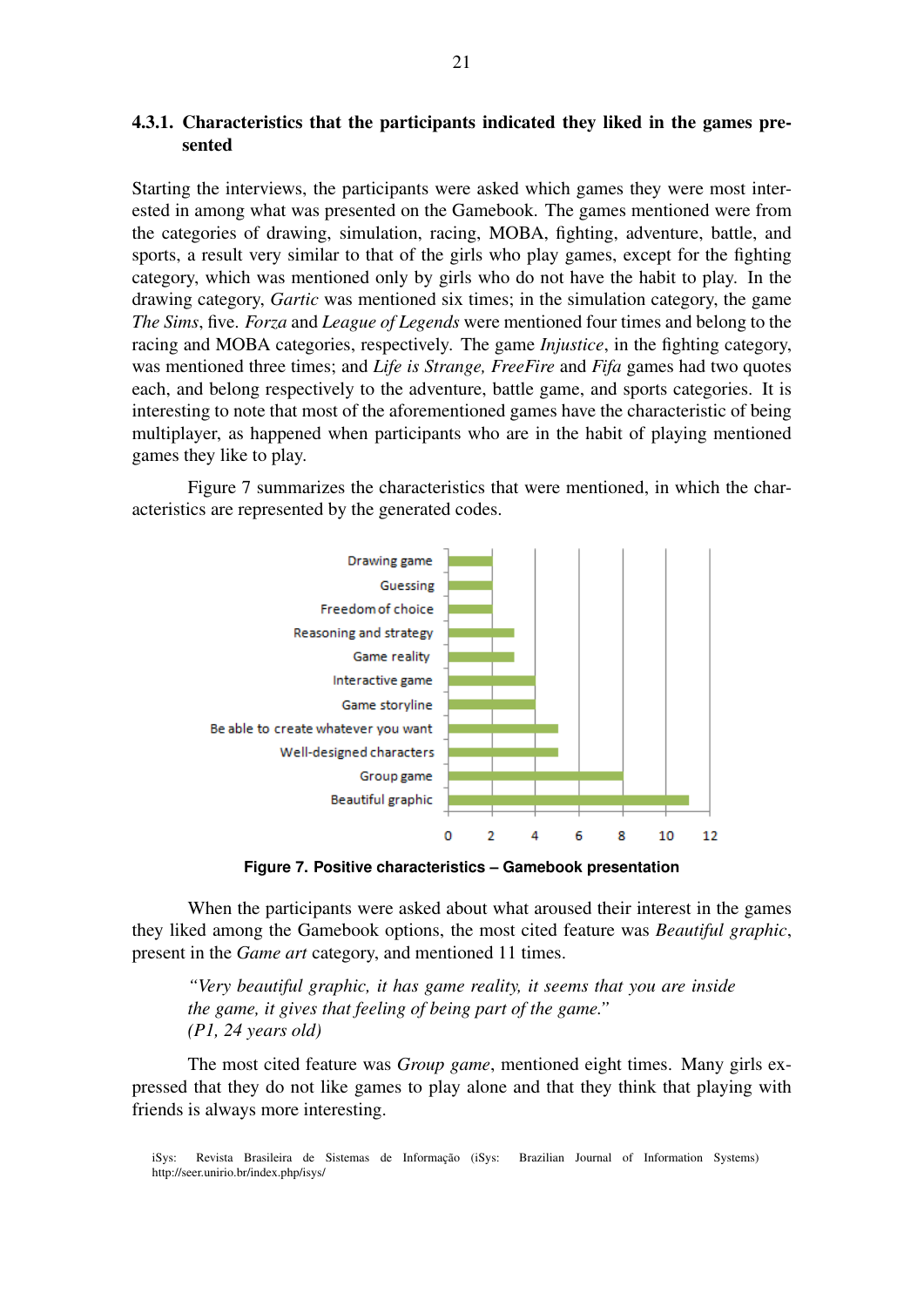### 4.3.1. Characteristics that the participants indicated they liked in the games presented

Starting the interviews, the participants were asked which games they were most interested in among what was presented on the Gamebook. The games mentioned were from the categories of drawing, simulation, racing, MOBA, fighting, adventure, battle, and sports, a result very similar to that of the girls who play games, except for the fighting category, which was mentioned only by girls who do not have the habit to play. In the drawing category, *Gartic* was mentioned six times; in the simulation category, the game *The Sims*, five. *Forza* and *League of Legends* were mentioned four times and belong to the racing and MOBA categories, respectively. The game *Injustice*, in the fighting category, was mentioned three times; and *Life is Strange, FreeFire* and *Fifa* games had two quotes each, and belong respectively to the adventure, battle game, and sports categories. It is interesting to note that most of the aforementioned games have the characteristic of being multiplayer, as happened when participants who are in the habit of playing mentioned games they like to play.

Figure 7 summarizes the characteristics that were mentioned, in which the characteristics are represented by the generated codes.

| Characteristic | Mentions |
|---|---|
| Drawing game | 2 |
| Guessing | 2 |
| Freedom of choice | 2 |
| Reasoning and strategy | 3 |
| Game reality | 3 |
| Interactive game | 4 |
| Game storyline | 4 |
| Be able to create whatever you want | 5 |
| Well-designed characters | 5 |
| Group game | 8 |
| Beautiful graphic | 11 |

**Figure 7. Positive characteristics – Gamebook presentation**

When the participants were asked about what aroused their interest in the games they liked among the Gamebook options, the most cited feature was *Beautiful graphic*, present in the *Game art* category, and mentioned 11 times.

> *"Very beautiful graphic, it has game reality, it seems that you are inside the game, it gives that feeling of being part of the game."*
> *(P1, 24 years old)*

The most cited feature was *Group game*, mentioned eight times. Many girls expressed that they do not like games to play alone and that they think that playing with friends is always more interesting.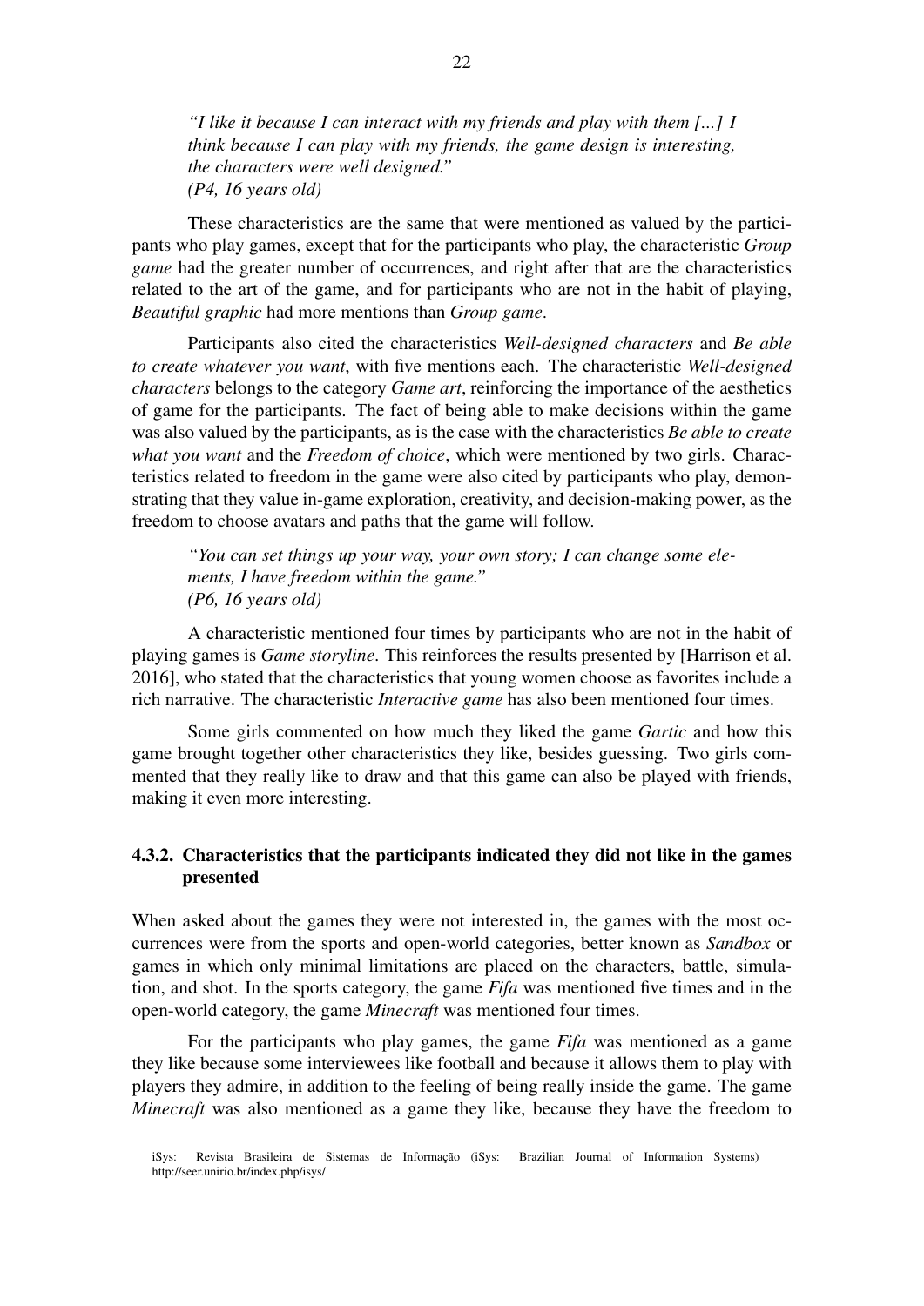*"I like it because I can interact with my friends and play with them [...] I think because I can play with my friends, the game design is interesting, the characters were well designed."*
*(P4, 16 years old)*

These characteristics are the same that were mentioned as valued by the participants who play games, except that for the participants who play, the characteristic *Group game* had the greater number of occurrences, and right after that are the characteristics related to the art of the game, and for participants who are not in the habit of playing, *Beautiful graphic* had more mentions than *Group game*.

Participants also cited the characteristics *Well-designed characters* and *Be able to create whatever you want*, with five mentions each. The characteristic *Well-designed characters* belongs to the category *Game art*, reinforcing the importance of the aesthetics of game for the participants. The fact of being able to make decisions within the game was also valued by the participants, as is the case with the characteristics *Be able to create what you want* and the *Freedom of choice*, which were mentioned by two girls. Characteristics related to freedom in the game were also cited by participants who play, demonstrating that they value in-game exploration, creativity, and decision-making power, as the freedom to choose avatars and paths that the game will follow.

*"You can set things up your way, your own story; I can change some elements, I have freedom within the game."*
*(P6, 16 years old)*

A characteristic mentioned four times by participants who are not in the habit of playing games is *Game storyline*. This reinforces the results presented by [Harrison et al. 2016], who stated that the characteristics that young women choose as favorites include a rich narrative. The characteristic *Interactive game* has also been mentioned four times.

Some girls commented on how much they liked the game *Gartic* and how this game brought together other characteristics they like, besides guessing. Two girls commented that they really like to draw and that this game can also be played with friends, making it even more interesting.

#### 4.3.2. Characteristics that the participants indicated they did not like in the games presented

When asked about the games they were not interested in, the games with the most occurrences were from the sports and open-world categories, better known as *Sandbox* or games in which only minimal limitations are placed on the characters, battle, simulation, and shot. In the sports category, the game *Fifa* was mentioned five times and in the open-world category, the game *Minecraft* was mentioned four times.

For the participants who play games, the game *Fifa* was mentioned as a game they like because some interviewees like football and because it allows them to play with players they admire, in addition to the feeling of being really inside the game. The game *Minecraft* was also mentioned as a game they like, because they have the freedom to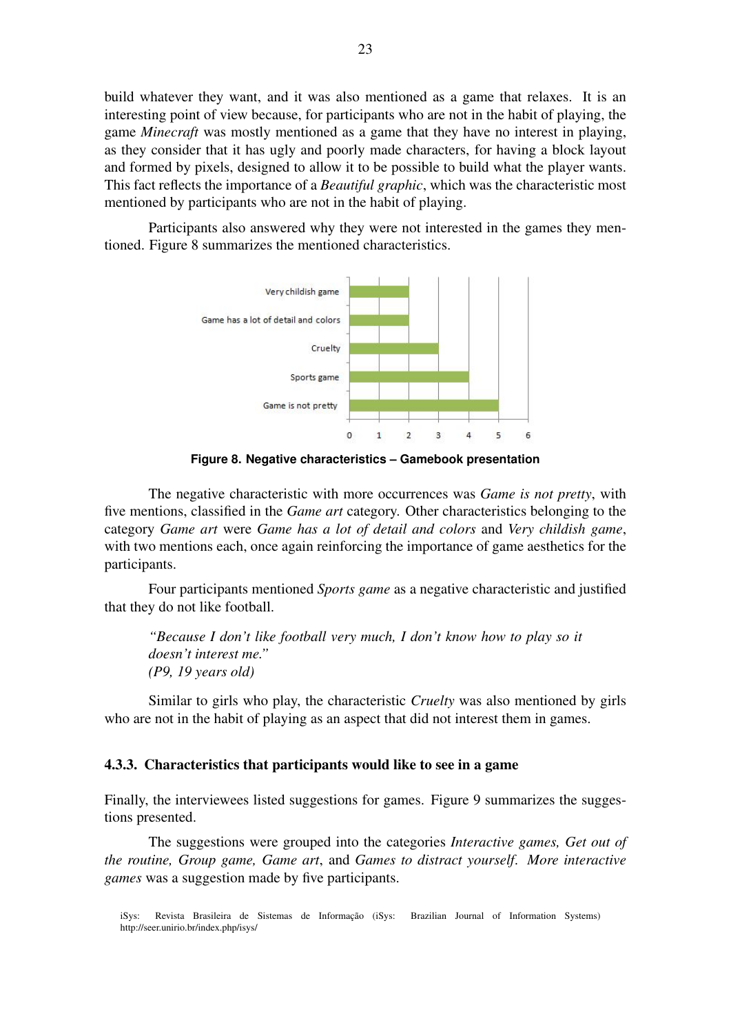build whatever they want, and it was also mentioned as a game that relaxes. It is an interesting point of view because, for participants who are not in the habit of playing, the game *Minecraft* was mostly mentioned as a game that they have no interest in playing, as they consider that it has ugly and poorly made characters, for having a block layout and formed by pixels, designed to allow it to be possible to build what the player wants. This fact reflects the importance of a *Beautiful graphic*, which was the characteristic most mentioned by participants who are not in the habit of playing.

Participants also answered why they were not interested in the games they mentioned. Figure 8 summarizes the mentioned characteristics.

| Characteristic | Mentions |
|---|---|
| Very childish game | 2 |
| Game has a lot of detail and colors | 2 |
| Cruelty | 3 |
| Sports game | 4 |
| Game is not pretty | 5 |

**Figure 8. Negative characteristics – Gamebook presentation**

The negative characteristic with more occurrences was *Game is not pretty*, with five mentions, classified in the *Game art* category. Other characteristics belonging to the category *Game art* were *Game has a lot of detail and colors* and *Very childish game*, with two mentions each, once again reinforcing the importance of game aesthetics for the participants.

Four participants mentioned *Sports game* as a negative characteristic and justified that they do not like football.

> *"Because I don't like football very much, I don't know how to play so it doesn't interest me."*
> *(P9, 19 years old)*

Similar to girls who play, the characteristic *Cruelty* was also mentioned by girls who are not in the habit of playing as an aspect that did not interest them in games.

### 4.3.3. Characteristics that participants would like to see in a game

Finally, the interviewees listed suggestions for games. Figure 9 summarizes the suggestions presented.

The suggestions were grouped into the categories *Interactive games, Get out of the routine, Group game, Game art*, and *Games to distract yourself*. *More interactive games* was a suggestion made by five participants.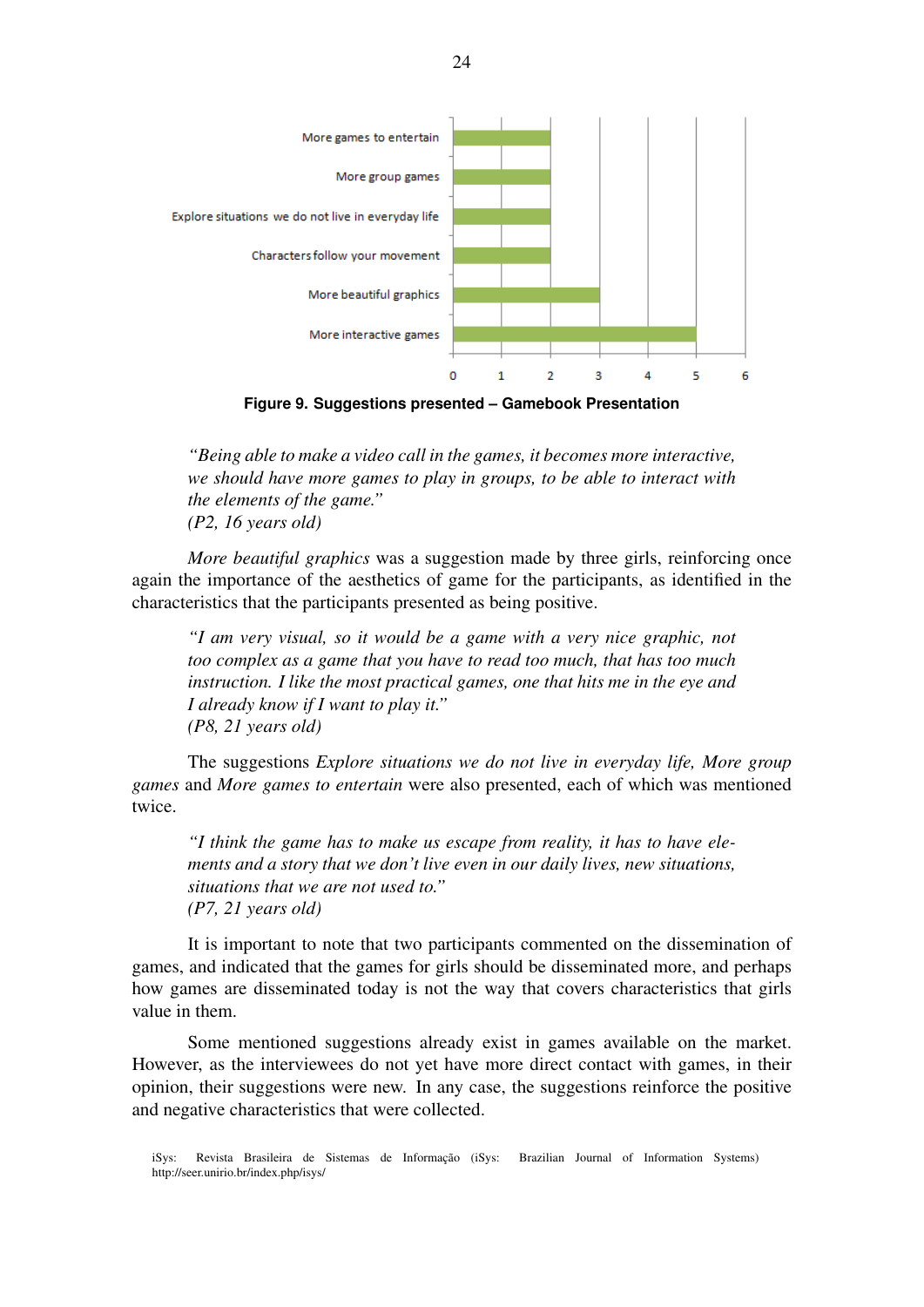| Suggestion | Count |
|---|---|
| More games to entertain | 2 |
| More group games | 2 |
| Explore situations we do not live in everyday life | 2 |
| Characters follow your movement | 2 |
| More beautiful graphics | 3 |
| More interactive games | 5 |

**Figure 9. Suggestions presented – Gamebook Presentation**

> *"Being able to make a video call in the games, it becomes more interactive, we should have more games to play in groups, to be able to interact with the elements of the game."*
> *(P2, 16 years old)*

*More beautiful graphics* was a suggestion made by three girls, reinforcing once again the importance of the aesthetics of game for the participants, as identified in the characteristics that the participants presented as being positive.

> *"I am very visual, so it would be a game with a very nice graphic, not too complex as a game that you have to read too much, that has too much instruction. I like the most practical games, one that hits me in the eye and I already know if I want to play it."*
> *(P8, 21 years old)*

The suggestions *Explore situations we do not live in everyday life, More group games* and *More games to entertain* were also presented, each of which was mentioned twice.

> *"I think the game has to make us escape from reality, it has to have elements and a story that we don't live even in our daily lives, new situations, situations that we are not used to."*
> *(P7, 21 years old)*

It is important to note that two participants commented on the dissemination of games, and indicated that the games for girls should be disseminated more, and perhaps how games are disseminated today is not the way that covers characteristics that girls value in them.

Some mentioned suggestions already exist in games available on the market. However, as the interviewees do not yet have more direct contact with games, in their opinion, their suggestions were new. In any case, the suggestions reinforce the positive and negative characteristics that were collected.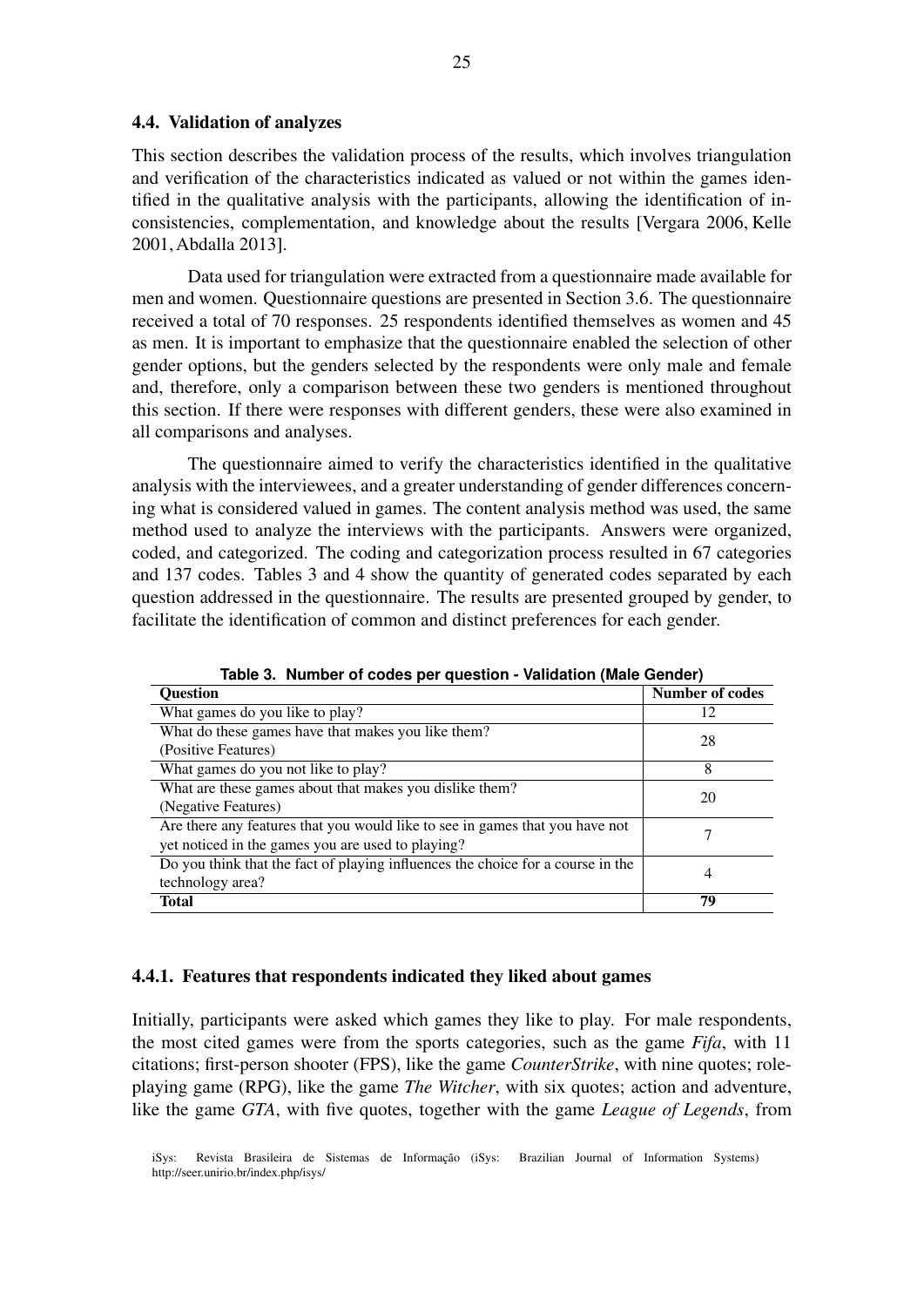### 4.4. Validation of analyzes

This section describes the validation process of the results, which involves triangulation and verification of the characteristics indicated as valued or not within the games identified in the qualitative analysis with the participants, allowing the identification of inconsistencies, complementation, and knowledge about the results [Vergara 2006, Kelle 2001, Abdalla 2013].

Data used for triangulation were extracted from a questionnaire made available for men and women. Questionnaire questions are presented in Section 3.6. The questionnaire received a total of 70 responses. 25 respondents identified themselves as women and 45 as men. It is important to emphasize that the questionnaire enabled the selection of other gender options, but the genders selected by the respondents were only male and female and, therefore, only a comparison between these two genders is mentioned throughout this section. If there were responses with different genders, these were also examined in all comparisons and analyses.

The questionnaire aimed to verify the characteristics identified in the qualitative analysis with the interviewees, and a greater understanding of gender differences concerning what is considered valued in games. The content analysis method was used, the same method used to analyze the interviews with the participants. Answers were organized, coded, and categorized. The coding and categorization process resulted in 67 categories and 137 codes. Tables 3 and 4 show the quantity of generated codes separated by each question addressed in the questionnaire. The results are presented grouped by gender, to facilitate the identification of common and distinct preferences for each gender.

**Table 3. Number of codes per question - Validation (Male Gender)**

| Question | Number of codes |
|---|---|
| What games do you like to play? | 12 |
| What do these games have that makes you like them? (Positive Features) | 28 |
| What games do you not like to play? | 8 |
| What are these games about that makes you dislike them? (Negative Features) | 20 |
| Are there any features that you would like to see in games that you have not yet noticed in the games you are used to playing? | 7 |
| Do you think that the fact of playing influences the choice for a course in the technology area? | 4 |
| **Total** | **79** |

#### 4.4.1. Features that respondents indicated they liked about games

Initially, participants were asked which games they like to play. For male respondents, the most cited games were from the sports categories, such as the game *Fifa*, with 11 citations; first-person shooter (FPS), like the game *CounterStrike*, with nine quotes; role-playing game (RPG), like the game *The Witcher*, with six quotes; action and adventure, like the game *GTA*, with five quotes, together with the game *League of Legends*, from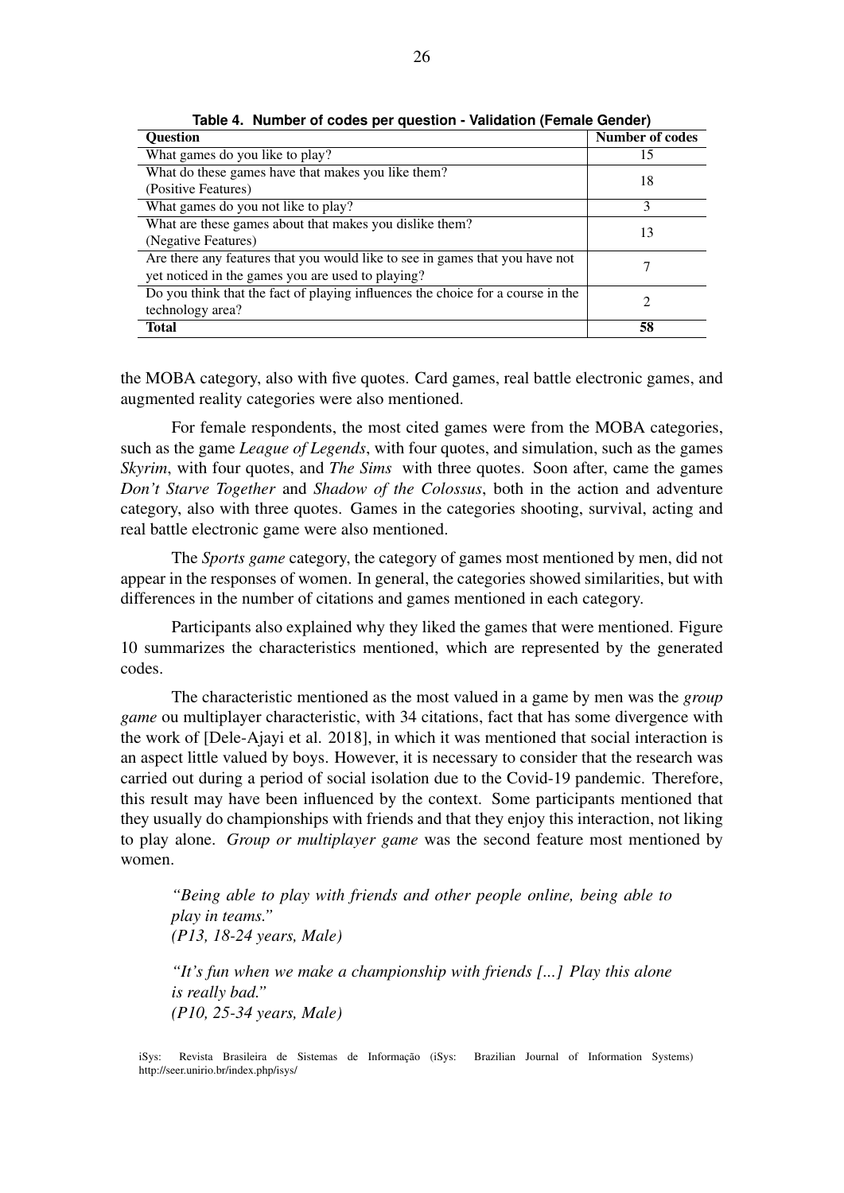**Table 4. Number of codes per question - Validation (Female Gender)**

| Question | Number of codes |
|---|---|
| What games do you like to play? | 15 |
| What do these games have that makes you like them? (Positive Features) | 18 |
| What games do you not like to play? | 3 |
| What are these games about that makes you dislike them? (Negative Features) | 13 |
| Are there any features that you would like to see in games that you have not yet noticed in the games you are used to playing? | 7 |
| Do you think that the fact of playing influences the choice for a course in the technology area? | 2 |
| **Total** | **58** |

the MOBA category, also with five quotes. Card games, real battle electronic games, and augmented reality categories were also mentioned.

For female respondents, the most cited games were from the MOBA categories, such as the game *League of Legends*, with four quotes, and simulation, such as the games *Skyrim*, with four quotes, and *The Sims* with three quotes. Soon after, came the games *Don't Starve Together* and *Shadow of the Colossus*, both in the action and adventure category, also with three quotes. Games in the categories shooting, survival, acting and real battle electronic game were also mentioned.

The *Sports game* category, the category of games most mentioned by men, did not appear in the responses of women. In general, the categories showed similarities, but with differences in the number of citations and games mentioned in each category.

Participants also explained why they liked the games that were mentioned. Figure 10 summarizes the characteristics mentioned, which are represented by the generated codes.

The characteristic mentioned as the most valued in a game by men was the *group game* ou multiplayer characteristic, with 34 citations, fact that has some divergence with the work of [Dele-Ajayi et al. 2018], in which it was mentioned that social interaction is an aspect little valued by boys. However, it is necessary to consider that the research was carried out during a period of social isolation due to the Covid-19 pandemic. Therefore, this result may have been influenced by the context. Some participants mentioned that they usually do championships with friends and that they enjoy this interaction, not liking to play alone. *Group or multiplayer game* was the second feature most mentioned by women.

> *"Being able to play with friends and other people online, being able to play in teams."*
> *(P13, 18-24 years, Male)*

> *"It's fun when we make a championship with friends [...] Play this alone is really bad."*
> *(P10, 25-34 years, Male)*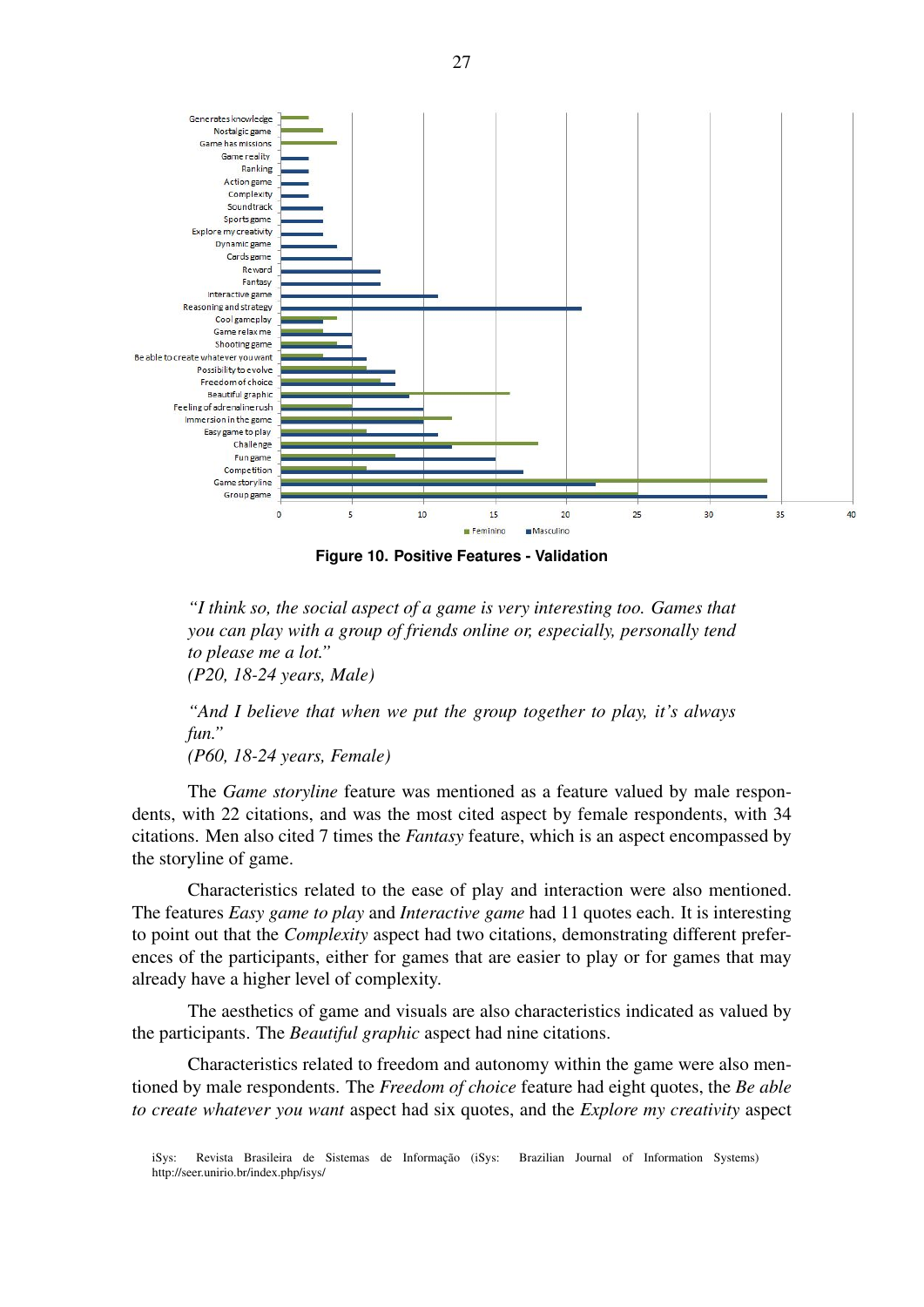Figure 10. Positive Features - Validation

> *"I think so, the social aspect of a game is very interesting too. Games that you can play with a group of friends online or, especially, personally tend to please me a lot."*
> *(P20, 18-24 years, Male)*

> *"And I believe that when we put the group together to play, it's always fun."*
> *(P60, 18-24 years, Female)*

The *Game storyline* feature was mentioned as a feature valued by male respondents, with 22 citations, and was the most cited aspect by female respondents, with 34 citations. Men also cited 7 times the *Fantasy* feature, which is an aspect encompassed by the storyline of game.

Characteristics related to the ease of play and interaction were also mentioned. The features *Easy game to play* and *Interactive game* had 11 quotes each. It is interesting to point out that the *Complexity* aspect had two citations, demonstrating different preferences of the participants, either for games that are easier to play or for games that may already have a higher level of complexity.

The aesthetics of game and visuals are also characteristics indicated as valued by the participants. The *Beautiful graphic* aspect had nine citations.

Characteristics related to freedom and autonomy within the game were also mentioned by male respondents. The *Freedom of choice* feature had eight quotes, the *Be able to create whatever you want* aspect had six quotes, and the *Explore my creativity* aspect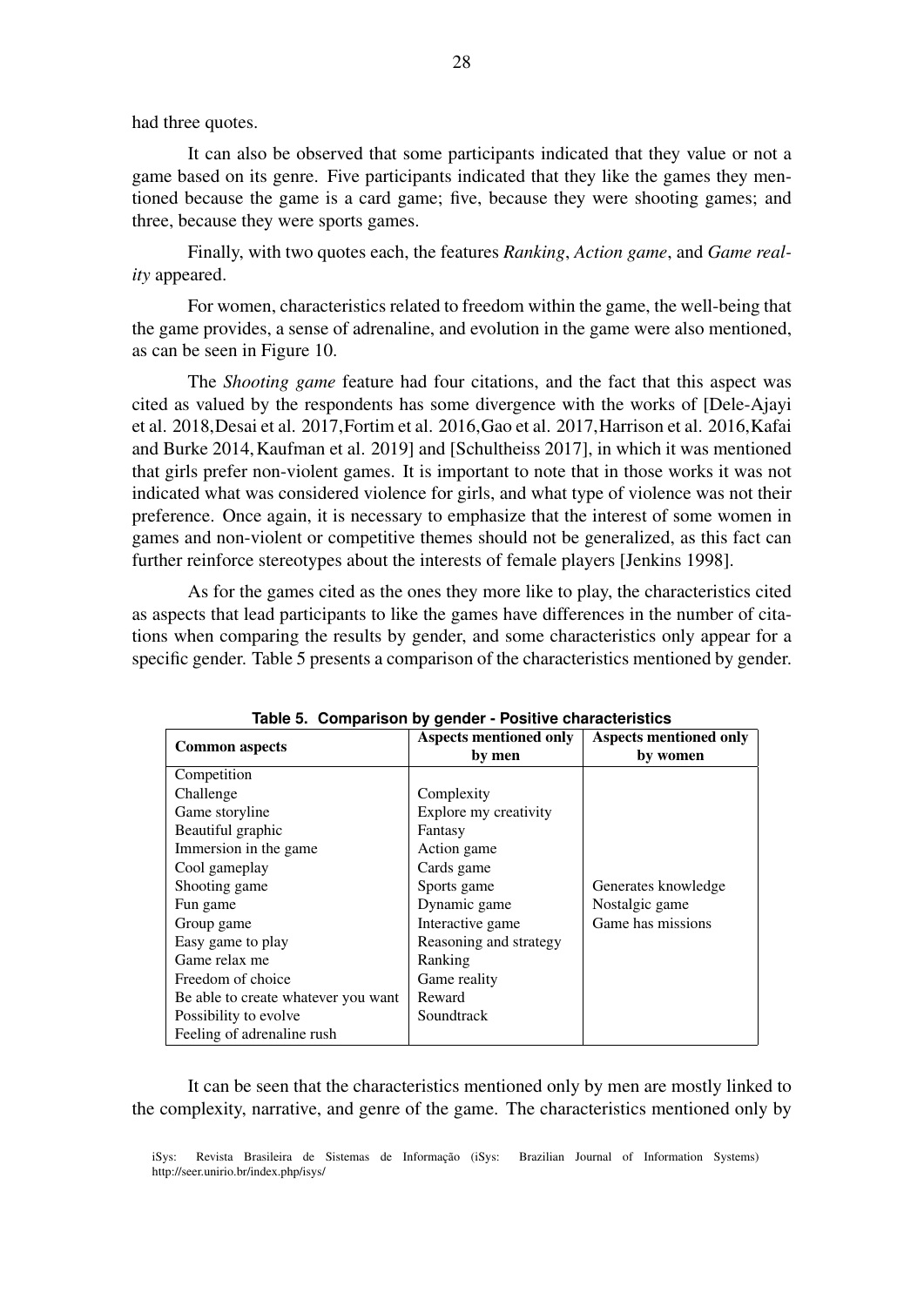had three quotes.

It can also be observed that some participants indicated that they value or not a game based on its genre. Five participants indicated that they like the games they mentioned because the game is a card game; five, because they were shooting games; and three, because they were sports games.

Finally, with two quotes each, the features *Ranking*, *Action game*, and *Game reality* appeared.

For women, characteristics related to freedom within the game, the well-being that the game provides, a sense of adrenaline, and evolution in the game were also mentioned, as can be seen in Figure 10.

The *Shooting game* feature had four citations, and the fact that this aspect was cited as valued by the respondents has some divergence with the works of [Dele-Ajayi et al. 2018,Desai et al. 2017,Fortim et al. 2016,Gao et al. 2017,Harrison et al. 2016,Kafai and Burke 2014,Kaufman et al. 2019] and [Schultheiss 2017], in which it was mentioned that girls prefer non-violent games. It is important to note that in those works it was not indicated what was considered violence for girls, and what type of violence was not their preference. Once again, it is necessary to emphasize that the interest of some women in games and non-violent or competitive themes should not be generalized, as this fact can further reinforce stereotypes about the interests of female players [Jenkins 1998].

As for the games cited as the ones they more like to play, the characteristics cited as aspects that lead participants to like the games have differences in the number of citations when comparing the results by gender, and some characteristics only appear for a specific gender. Table 5 presents a comparison of the characteristics mentioned by gender.

**Table 5. Comparison by gender - Positive characteristics**

| Common aspects | Aspects mentioned only by men | Aspects mentioned only by women |
|---|---|---|
| Competition | | |
| Challenge | Complexity | |
| Game storyline | Explore my creativity | |
| Beautiful graphic | Fantasy | |
| Immersion in the game | Action game | |
| Cool gameplay | Cards game | |
| Shooting game | Sports game | Generates knowledge |
| Fun game | Dynamic game | Nostalgic game |
| Group game | Interactive game | Game has missions |
| Easy game to play | Reasoning and strategy | |
| Game relax me | Ranking | |
| Freedom of choice | Game reality | |
| Be able to create whatever you want | Reward | |
| Possibility to evolve | Soundtrack | |
| Feeling of adrenaline rush | | |

It can be seen that the characteristics mentioned only by men are mostly linked to the complexity, narrative, and genre of the game. The characteristics mentioned only by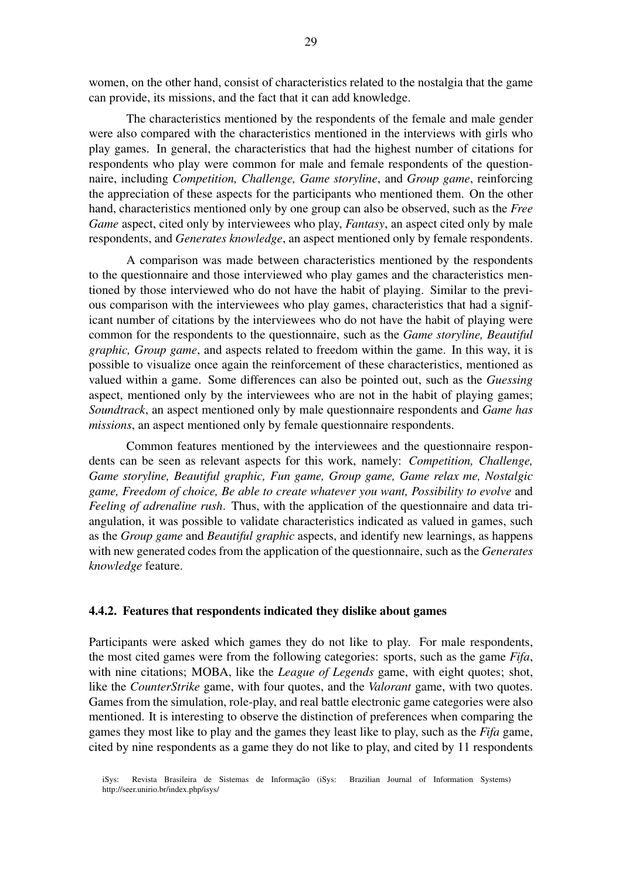women, on the other hand, consist of characteristics related to the nostalgia that the game can provide, its missions, and the fact that it can add knowledge.

The characteristics mentioned by the respondents of the female and male gender were also compared with the characteristics mentioned in the interviews with girls who play games. In general, the characteristics that had the highest number of citations for respondents who play were common for male and female respondents of the questionnaire, including *Competition, Challenge, Game storyline*, and *Group game*, reinforcing the appreciation of these aspects for the participants who mentioned them. On the other hand, characteristics mentioned only by one group can also be observed, such as the *Free Game* aspect, cited only by interviewees who play, *Fantasy*, an aspect cited only by male respondents, and *Generates knowledge*, an aspect mentioned only by female respondents.

A comparison was made between characteristics mentioned by the respondents to the questionnaire and those interviewed who play games and the characteristics mentioned by those interviewed who do not have the habit of playing. Similar to the previous comparison with the interviewees who play games, characteristics that had a significant number of citations by the interviewees who do not have the habit of playing were common for the respondents to the questionnaire, such as the *Game storyline, Beautiful graphic, Group game*, and aspects related to freedom within the game. In this way, it is possible to visualize once again the reinforcement of these characteristics, mentioned as valued within a game. Some differences can also be pointed out, such as the *Guessing* aspect, mentioned only by the interviewees who are not in the habit of playing games; *Soundtrack*, an aspect mentioned only by male questionnaire respondents and *Game has missions*, an aspect mentioned only by female questionnaire respondents.

Common features mentioned by the interviewees and the questionnaire respondents can be seen as relevant aspects for this work, namely: *Competition, Challenge, Game storyline, Beautiful graphic, Fun game, Group game, Game relax me, Nostalgic game, Freedom of choice, Be able to create whatever you want, Possibility to evolve* and *Feeling of adrenaline rush*. Thus, with the application of the questionnaire and data triangulation, it was possible to validate characteristics indicated as valued in games, such as the *Group game* and *Beautiful graphic* aspects, and identify new learnings, as happens with new generated codes from the application of the questionnaire, such as the *Generates knowledge* feature.

#### 4.4.2. Features that respondents indicated they dislike about games

Participants were asked which games they do not like to play. For male respondents, the most cited games were from the following categories: sports, such as the game *Fifa*, with nine citations; MOBA, like the *League of Legends* game, with eight quotes; shot, like the *CounterStrike* game, with four quotes, and the *Valorant* game, with two quotes. Games from the simulation, role-play, and real battle electronic game categories were also mentioned. It is interesting to observe the distinction of preferences when comparing the games they most like to play and the games they least like to play, such as the *Fifa* game, cited by nine respondents as a game they do not like to play, and cited by 11 respondents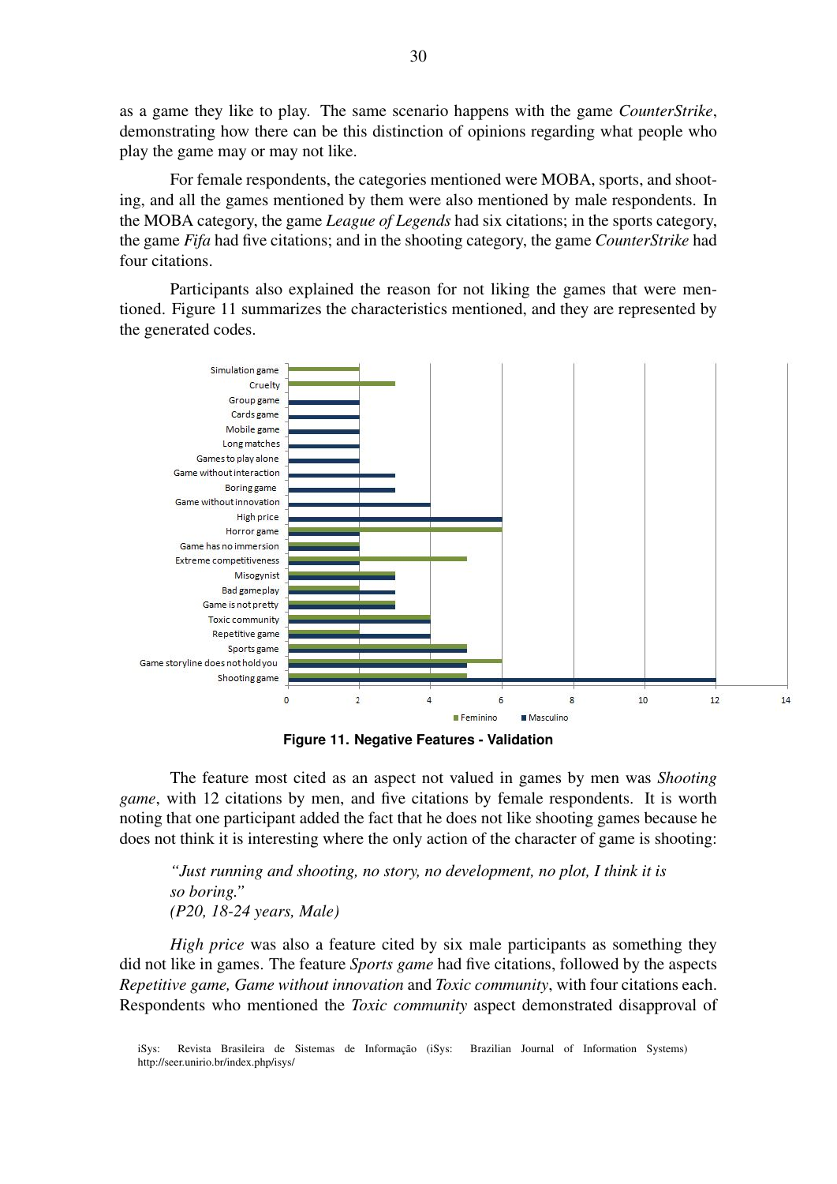as a game they like to play. The same scenario happens with the game *CounterStrike*, demonstrating how there can be this distinction of opinions regarding what people who play the game may or may not like.

For female respondents, the categories mentioned were MOBA, sports, and shooting, and all the games mentioned by them were also mentioned by male respondents. In the MOBA category, the game *League of Legends* had six citations; in the sports category, the game *Fifa* had five citations; and in the shooting category, the game *CounterStrike* had four citations.

Participants also explained the reason for not liking the games that were mentioned. Figure 11 summarizes the characteristics mentioned, and they are represented by the generated codes.

**Figure 11. Negative Features - Validation**

The feature most cited as an aspect not valued in games by men was *Shooting game*, with 12 citations by men, and five citations by female respondents. It is worth noting that one participant added the fact that he does not like shooting games because he does not think it is interesting where the only action of the character of game is shooting:

> *"Just running and shooting, no story, no development, no plot, I think it is so boring."*
> *(P20, 18-24 years, Male)*

*High price* was also a feature cited by six male participants as something they did not like in games. The feature *Sports game* had five citations, followed by the aspects *Repetitive game, Game without innovation* and *Toxic community*, with four citations each. Respondents who mentioned the *Toxic community* aspect demonstrated disapproval of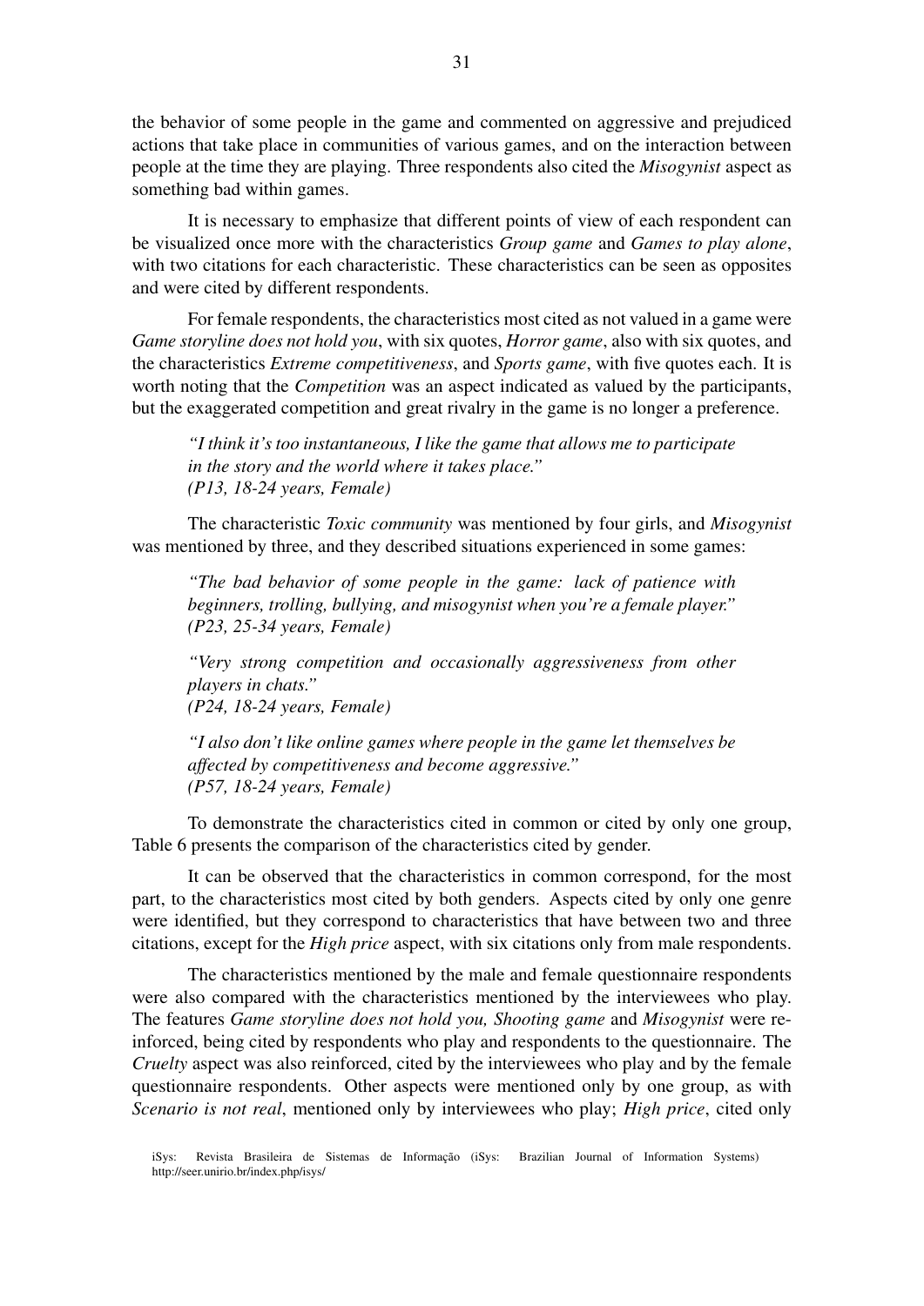the behavior of some people in the game and commented on aggressive and prejudiced actions that take place in communities of various games, and on the interaction between people at the time they are playing. Three respondents also cited the *Misogynist* aspect as something bad within games.

It is necessary to emphasize that different points of view of each respondent can be visualized once more with the characteristics *Group game* and *Games to play alone*, with two citations for each characteristic. These characteristics can be seen as opposites and were cited by different respondents.

For female respondents, the characteristics most cited as not valued in a game were *Game storyline does not hold you*, with six quotes, *Horror game*, also with six quotes, and the characteristics *Extreme competitiveness*, and *Sports game*, with five quotes each. It is worth noting that the *Competition* was an aspect indicated as valued by the participants, but the exaggerated competition and great rivalry in the game is no longer a preference.

> *"I think it's too instantaneous, I like the game that allows me to participate in the story and the world where it takes place."*
> *(P13, 18-24 years, Female)*

The characteristic *Toxic community* was mentioned by four girls, and *Misogynist* was mentioned by three, and they described situations experienced in some games:

> *"The bad behavior of some people in the game: lack of patience with beginners, trolling, bullying, and misogynist when you're a female player."*
> *(P23, 25-34 years, Female)*

> *"Very strong competition and occasionally aggressiveness from other players in chats."*
> *(P24, 18-24 years, Female)*

> *"I also don't like online games where people in the game let themselves be affected by competitiveness and become aggressive."*
> *(P57, 18-24 years, Female)*

To demonstrate the characteristics cited in common or cited by only one group, Table 6 presents the comparison of the characteristics cited by gender.

It can be observed that the characteristics in common correspond, for the most part, to the characteristics most cited by both genders. Aspects cited by only one genre were identified, but they correspond to characteristics that have between two and three citations, except for the *High price* aspect, with six citations only from male respondents.

The characteristics mentioned by the male and female questionnaire respondents were also compared with the characteristics mentioned by the interviewees who play. The features *Game storyline does not hold you, Shooting game* and *Misogynist* were reinforced, being cited by respondents who play and respondents to the questionnaire. The *Cruelty* aspect was also reinforced, cited by the interviewees who play and by the female questionnaire respondents. Other aspects were mentioned only by one group, as with *Scenario is not real*, mentioned only by interviewees who play; *High price*, cited only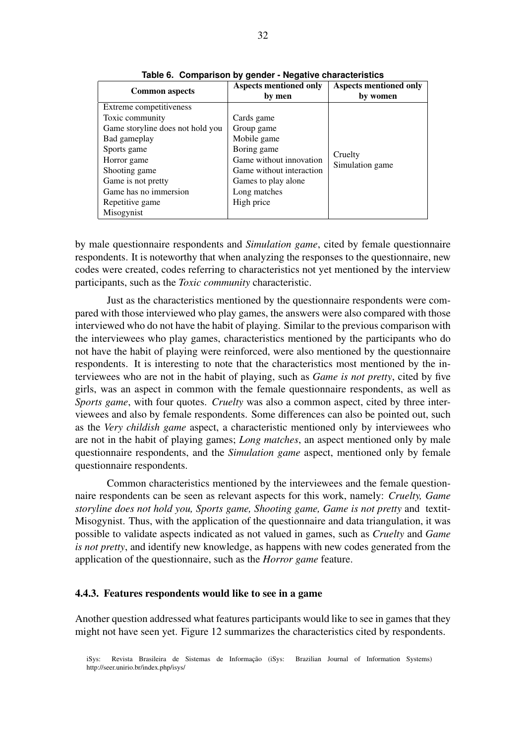**Table 6. Comparison by gender - Negative characteristics**

| Common aspects | Aspects mentioned only by men | Aspects mentioned only by women |
|---|---|---|
| Extreme competitiveness<br>Toxic community<br>Game storyline does not hold you<br>Bad gameplay<br>Sports game<br>Horror game<br>Shooting game<br>Game is not pretty<br>Game has no immersion<br>Repetitive game<br>Misogynist | Cards game<br>Group game<br>Mobile game<br>Boring game<br>Game without innovation<br>Game without interaction<br>Games to play alone<br>Long matches<br>High price | Cruelty<br>Simulation game |

by male questionnaire respondents and *Simulation game*, cited by female questionnaire respondents. It is noteworthy that when analyzing the responses to the questionnaire, new codes were created, codes referring to characteristics not yet mentioned by the interview participants, such as the *Toxic community* characteristic.

Just as the characteristics mentioned by the questionnaire respondents were compared with those interviewed who play games, the answers were also compared with those interviewed who do not have the habit of playing. Similar to the previous comparison with the interviewees who play games, characteristics mentioned by the participants who do not have the habit of playing were reinforced, were also mentioned by the questionnaire respondents. It is interesting to note that the characteristics most mentioned by the interviewees who are not in the habit of playing, such as *Game is not pretty*, cited by five girls, was an aspect in common with the female questionnaire respondents, as well as *Sports game*, with four quotes. *Cruelty* was also a common aspect, cited by three interviewees and also by female respondents. Some differences can also be pointed out, such as the *Very childish game* aspect, a characteristic mentioned only by interviewees who are not in the habit of playing games; *Long matches*, an aspect mentioned only by male questionnaire respondents, and the *Simulation game* aspect, mentioned only by female questionnaire respondents.

Common characteristics mentioned by the interviewees and the female questionnaire respondents can be seen as relevant aspects for this work, namely: *Cruelty, Game storyline does not hold you, Sports game, Shooting game, Game is not pretty* and textit-Misogynist. Thus, with the application of the questionnaire and data triangulation, it was possible to validate aspects indicated as not valued in games, such as *Cruelty* and *Game is not pretty*, and identify new knowledge, as happens with new codes generated from the application of the questionnaire, such as the *Horror game* feature.

### 4.4.3. Features respondents would like to see in a game

Another question addressed what features participants would like to see in games that they might not have seen yet. Figure 12 summarizes the characteristics cited by respondents.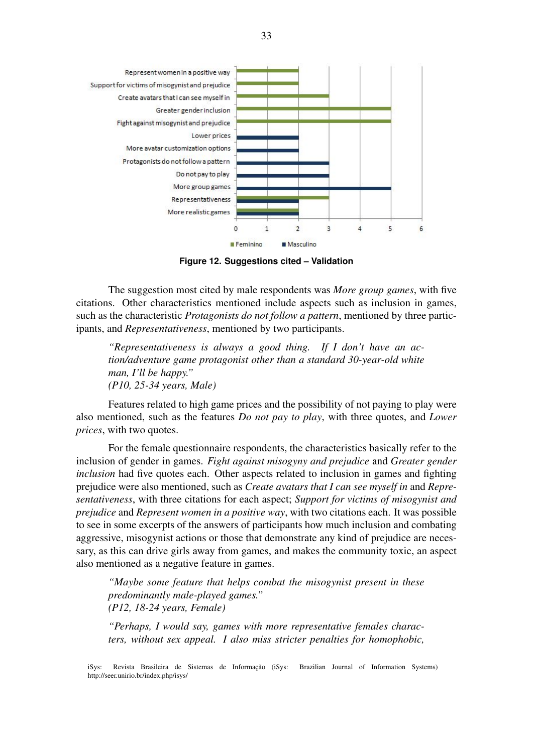**Figure 12. Suggestions cited – Validation**

The suggestion most cited by male respondents was *More group games*, with five citations. Other characteristics mentioned include aspects such as inclusion in games, such as the characteristic *Protagonists do not follow a pattern*, mentioned by three participants, and *Representativeness*, mentioned by two participants.

> *"Representativeness is always a good thing. If I don't have an action/adventure game protagonist other than a standard 30-year-old white man, I'll be happy."*
> *(P10, 25-34 years, Male)*

Features related to high game prices and the possibility of not paying to play were also mentioned, such as the features *Do not pay to play*, with three quotes, and *Lower prices*, with two quotes.

For the female questionnaire respondents, the characteristics basically refer to the inclusion of gender in games. *Fight against misogyny and prejudice* and *Greater gender inclusion* had five quotes each. Other aspects related to inclusion in games and fighting prejudice were also mentioned, such as *Create avatars that I can see myself in* and *Representativeness*, with three citations for each aspect; *Support for victims of misogynist and prejudice* and *Represent women in a positive way*, with two citations each. It was possible to see in some excerpts of the answers of participants how much inclusion and combating aggressive, misogynist actions or those that demonstrate any kind of prejudice are necessary, as this can drive girls away from games, and makes the community toxic, an aspect also mentioned as a negative feature in games.

> *"Maybe some feature that helps combat the misogynist present in these predominantly male-played games."*
> *(P12, 18-24 years, Female)*

> *"Perhaps, I would say, games with more representative females characters, without sex appeal. I also miss stricter penalties for homophobic,*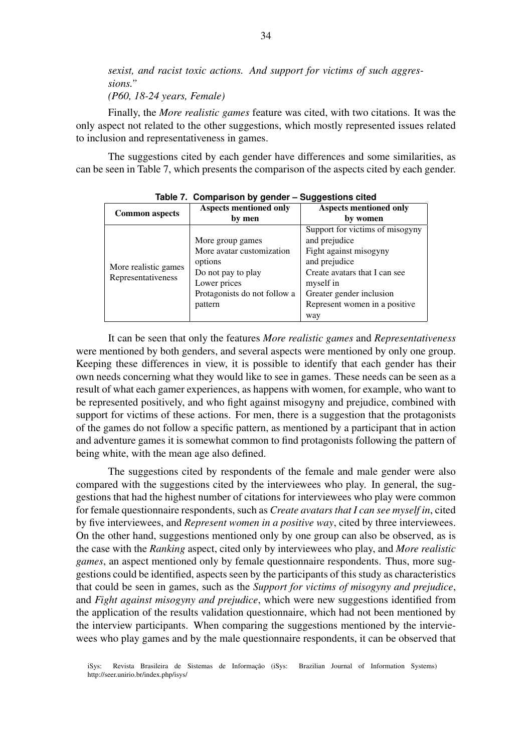*sexist, and racist toxic actions. And support for victims of such aggressions."*
*(P60, 18-24 years, Female)*

Finally, the *More realistic games* feature was cited, with two citations. It was the only aspect not related to the other suggestions, which mostly represented issues related to inclusion and representativeness in games.

The suggestions cited by each gender have differences and some similarities, as can be seen in Table 7, which presents the comparison of the aspects cited by each gender.

**Table 7. Comparison by gender – Suggestions cited**

| Common aspects | Aspects mentioned only by men | Aspects mentioned only by women |
|---|---|---|
| More realistic games<br>Representativeness | More group games<br>More avatar customization options<br>Do not pay to play<br>Lower prices<br>Protagonists do not follow a pattern | Support for victims of misogyny and prejudice<br>Fight against misogyny and prejudice<br>Create avatars that I can see myself in<br>Greater gender inclusion<br>Represent women in a positive way |

It can be seen that only the features *More realistic games* and *Representativeness* were mentioned by both genders, and several aspects were mentioned by only one group. Keeping these differences in view, it is possible to identify that each gender has their own needs concerning what they would like to see in games. These needs can be seen as a result of what each gamer experiences, as happens with women, for example, who want to be represented positively, and who fight against misogyny and prejudice, combined with support for victims of these actions. For men, there is a suggestion that the protagonists of the games do not follow a specific pattern, as mentioned by a participant that in action and adventure games it is somewhat common to find protagonists following the pattern of being white, with the mean age also defined.

The suggestions cited by respondents of the female and male gender were also compared with the suggestions cited by the interviewees who play. In general, the suggestions that had the highest number of citations for interviewees who play were common for female questionnaire respondents, such as *Create avatars that I can see myself in*, cited by five interviewees, and *Represent women in a positive way*, cited by three interviewees. On the other hand, suggestions mentioned only by one group can also be observed, as is the case with the *Ranking* aspect, cited only by interviewees who play, and *More realistic games*, an aspect mentioned only by female questionnaire respondents. Thus, more suggestions could be identified, aspects seen by the participants of this study as characteristics that could be seen in games, such as the *Support for victims of misogyny and prejudice*, and *Fight against misogyny and prejudice*, which were new suggestions identified from the application of the results validation questionnaire, which had not been mentioned by the interview participants. When comparing the suggestions mentioned by the interviewees who play games and by the male questionnaire respondents, it can be observed that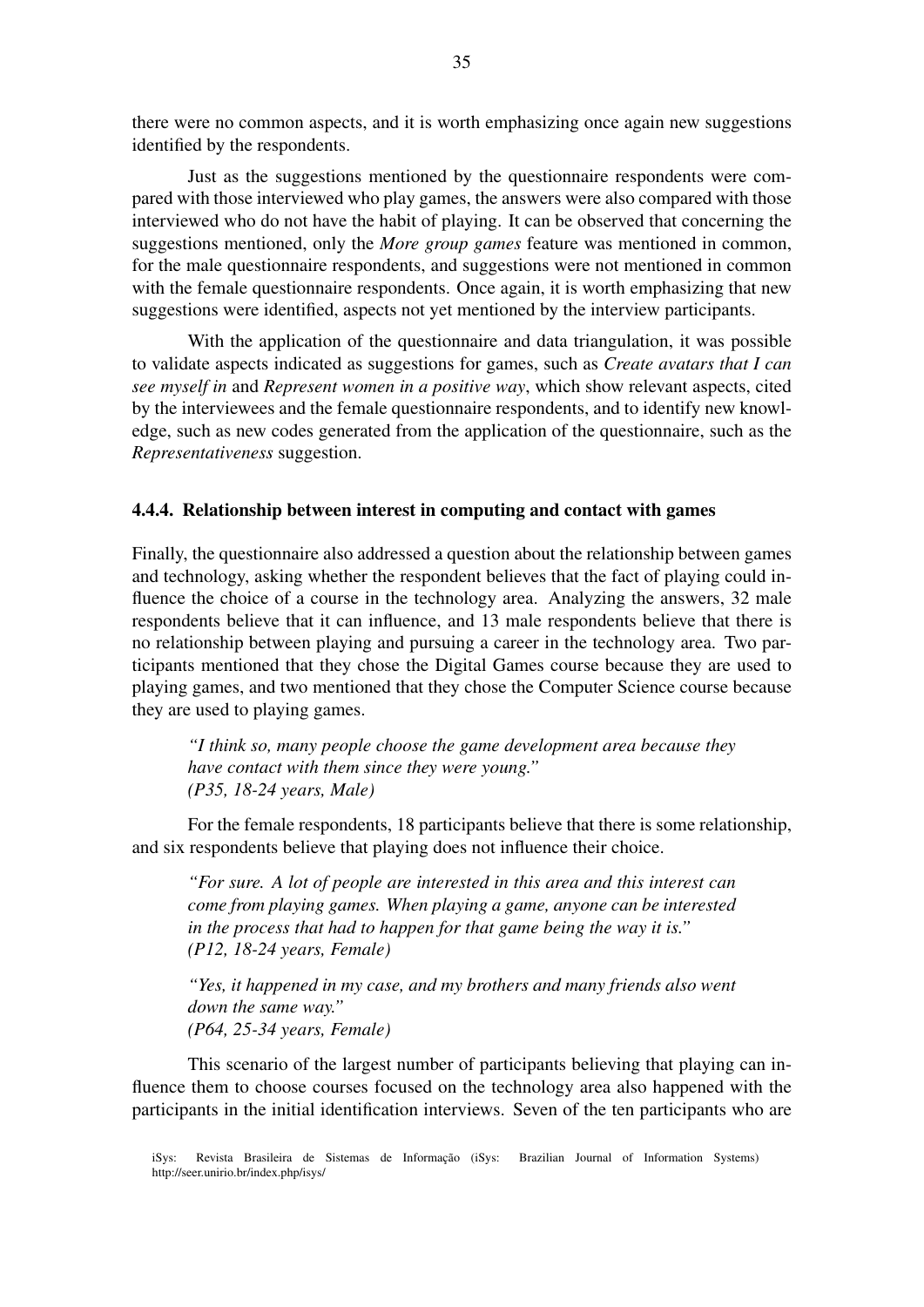there were no common aspects, and it is worth emphasizing once again new suggestions identified by the respondents.

Just as the suggestions mentioned by the questionnaire respondents were compared with those interviewed who play games, the answers were also compared with those interviewed who do not have the habit of playing. It can be observed that concerning the suggestions mentioned, only the *More group games* feature was mentioned in common, for the male questionnaire respondents, and suggestions were not mentioned in common with the female questionnaire respondents. Once again, it is worth emphasizing that new suggestions were identified, aspects not yet mentioned by the interview participants.

With the application of the questionnaire and data triangulation, it was possible to validate aspects indicated as suggestions for games, such as *Create avatars that I can see myself in* and *Represent women in a positive way*, which show relevant aspects, cited by the interviewees and the female questionnaire respondents, and to identify new knowledge, such as new codes generated from the application of the questionnaire, such as the *Representativeness* suggestion.

### 4.4.4. Relationship between interest in computing and contact with games

Finally, the questionnaire also addressed a question about the relationship between games and technology, asking whether the respondent believes that the fact of playing could influence the choice of a course in the technology area. Analyzing the answers, 32 male respondents believe that it can influence, and 13 male respondents believe that there is no relationship between playing and pursuing a career in the technology area. Two participants mentioned that they chose the Digital Games course because they are used to playing games, and two mentioned that they chose the Computer Science course because they are used to playing games.

> *"I think so, many people choose the game development area because they have contact with them since they were young."*
> *(P35, 18-24 years, Male)*

For the female respondents, 18 participants believe that there is some relationship, and six respondents believe that playing does not influence their choice.

> *"For sure. A lot of people are interested in this area and this interest can come from playing games. When playing a game, anyone can be interested in the process that had to happen for that game being the way it is."*
> *(P12, 18-24 years, Female)*

> *"Yes, it happened in my case, and my brothers and many friends also went down the same way."*
> *(P64, 25-34 years, Female)*

This scenario of the largest number of participants believing that playing can influence them to choose courses focused on the technology area also happened with the participants in the initial identification interviews. Seven of the ten participants who are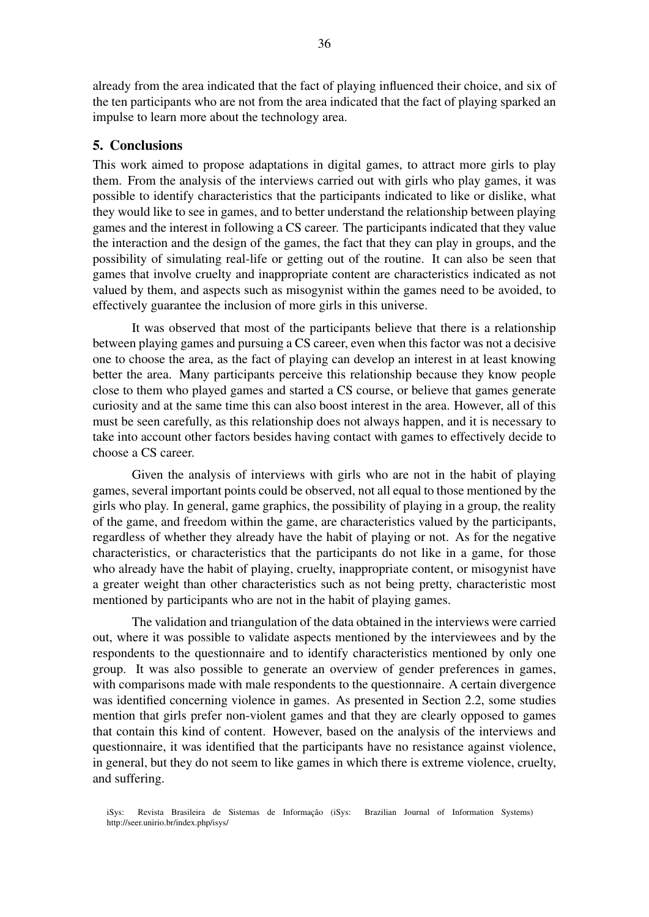already from the area indicated that the fact of playing influenced their choice, and six of the ten participants who are not from the area indicated that the fact of playing sparked an impulse to learn more about the technology area.

## 5. Conclusions

This work aimed to propose adaptations in digital games, to attract more girls to play them. From the analysis of the interviews carried out with girls who play games, it was possible to identify characteristics that the participants indicated to like or dislike, what they would like to see in games, and to better understand the relationship between playing games and the interest in following a CS career. The participants indicated that they value the interaction and the design of the games, the fact that they can play in groups, and the possibility of simulating real-life or getting out of the routine. It can also be seen that games that involve cruelty and inappropriate content are characteristics indicated as not valued by them, and aspects such as misogynist within the games need to be avoided, to effectively guarantee the inclusion of more girls in this universe.

It was observed that most of the participants believe that there is a relationship between playing games and pursuing a CS career, even when this factor was not a decisive one to choose the area, as the fact of playing can develop an interest in at least knowing better the area. Many participants perceive this relationship because they know people close to them who played games and started a CS course, or believe that games generate curiosity and at the same time this can also boost interest in the area. However, all of this must be seen carefully, as this relationship does not always happen, and it is necessary to take into account other factors besides having contact with games to effectively decide to choose a CS career.

Given the analysis of interviews with girls who are not in the habit of playing games, several important points could be observed, not all equal to those mentioned by the girls who play. In general, game graphics, the possibility of playing in a group, the reality of the game, and freedom within the game, are characteristics valued by the participants, regardless of whether they already have the habit of playing or not. As for the negative characteristics, or characteristics that the participants do not like in a game, for those who already have the habit of playing, cruelty, inappropriate content, or misogynist have a greater weight than other characteristics such as not being pretty, characteristic most mentioned by participants who are not in the habit of playing games.

The validation and triangulation of the data obtained in the interviews were carried out, where it was possible to validate aspects mentioned by the interviewees and by the respondents to the questionnaire and to identify characteristics mentioned by only one group. It was also possible to generate an overview of gender preferences in games, with comparisons made with male respondents to the questionnaire. A certain divergence was identified concerning violence in games. As presented in Section 2.2, some studies mention that girls prefer non-violent games and that they are clearly opposed to games that contain this kind of content. However, based on the analysis of the interviews and questionnaire, it was identified that the participants have no resistance against violence, in general, but they do not seem to like games in which there is extreme violence, cruelty, and suffering.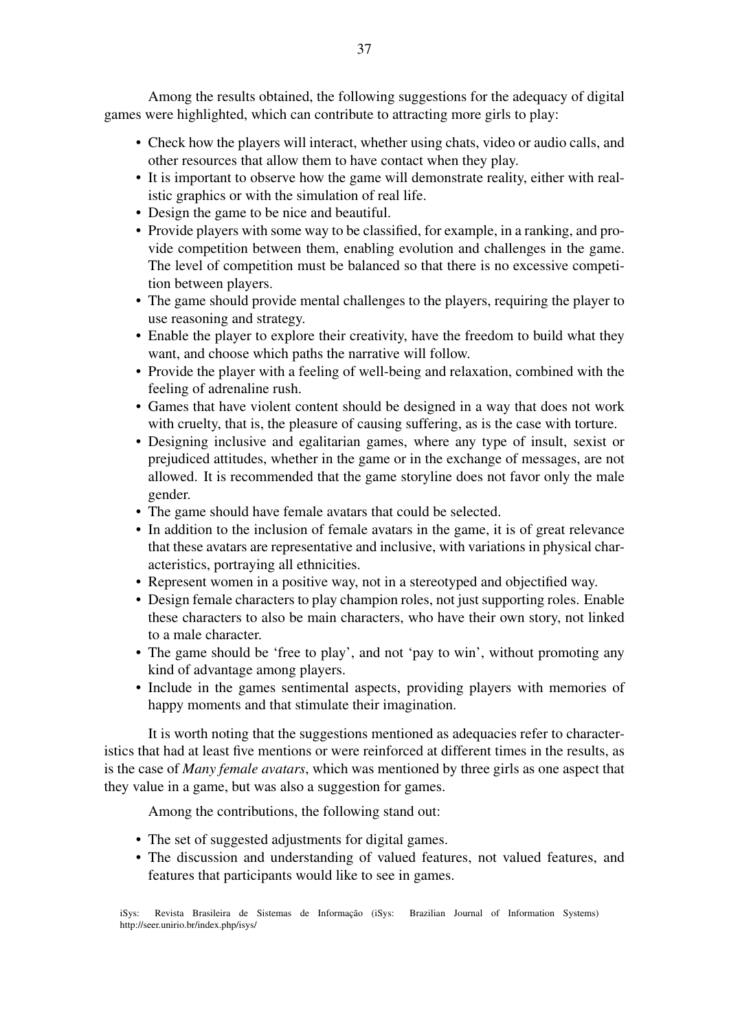Among the results obtained, the following suggestions for the adequacy of digital games were highlighted, which can contribute to attracting more girls to play:

- Check how the players will interact, whether using chats, video or audio calls, and other resources that allow them to have contact when they play.
- It is important to observe how the game will demonstrate reality, either with realistic graphics or with the simulation of real life.
- Design the game to be nice and beautiful.
- Provide players with some way to be classified, for example, in a ranking, and provide competition between them, enabling evolution and challenges in the game. The level of competition must be balanced so that there is no excessive competition between players.
- The game should provide mental challenges to the players, requiring the player to use reasoning and strategy.
- Enable the player to explore their creativity, have the freedom to build what they want, and choose which paths the narrative will follow.
- Provide the player with a feeling of well-being and relaxation, combined with the feeling of adrenaline rush.
- Games that have violent content should be designed in a way that does not work with cruelty, that is, the pleasure of causing suffering, as is the case with torture.
- Designing inclusive and egalitarian games, where any type of insult, sexist or prejudiced attitudes, whether in the game or in the exchange of messages, are not allowed. It is recommended that the game storyline does not favor only the male gender.
- The game should have female avatars that could be selected.
- In addition to the inclusion of female avatars in the game, it is of great relevance that these avatars are representative and inclusive, with variations in physical characteristics, portraying all ethnicities.
- Represent women in a positive way, not in a stereotyped and objectified way.
- Design female characters to play champion roles, not just supporting roles. Enable these characters to also be main characters, who have their own story, not linked to a male character.
- The game should be 'free to play', and not 'pay to win', without promoting any kind of advantage among players.
- Include in the games sentimental aspects, providing players with memories of happy moments and that stimulate their imagination.

It is worth noting that the suggestions mentioned as adequacies refer to characteristics that had at least five mentions or were reinforced at different times in the results, as is the case of *Many female avatars*, which was mentioned by three girls as one aspect that they value in a game, but was also a suggestion for games.

Among the contributions, the following stand out:

- The set of suggested adjustments for digital games.
- The discussion and understanding of valued features, not valued features, and features that participants would like to see in games.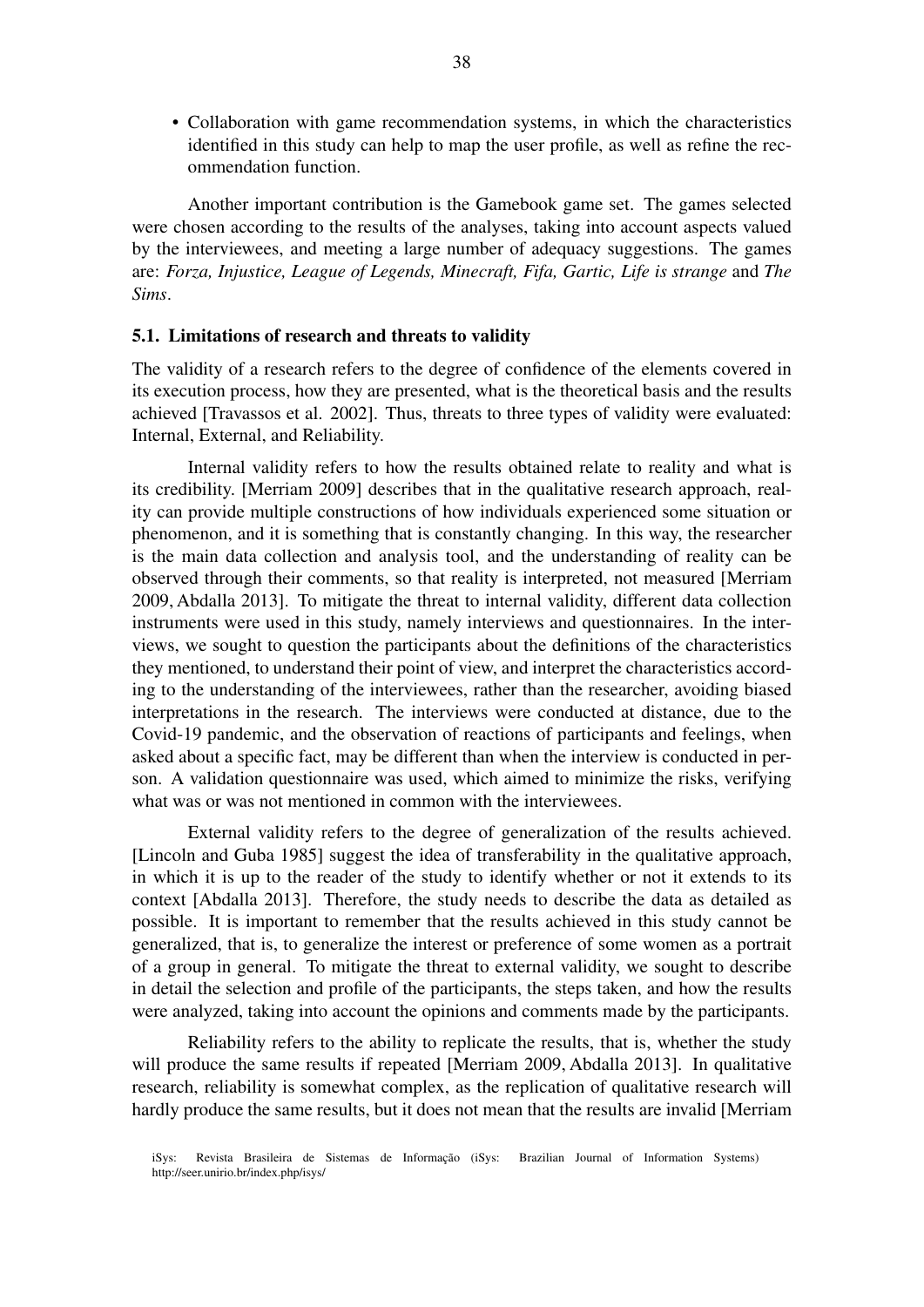- Collaboration with game recommendation systems, in which the characteristics identified in this study can help to map the user profile, as well as refine the recommendation function.

Another important contribution is the Gamebook game set. The games selected were chosen according to the results of the analyses, taking into account aspects valued by the interviewees, and meeting a large number of adequacy suggestions. The games are: *Forza, Injustice, League of Legends, Minecraft, Fifa, Gartic, Life is strange* and *The Sims*.

### 5.1. Limitations of research and threats to validity

The validity of a research refers to the degree of confidence of the elements covered in its execution process, how they are presented, what is the theoretical basis and the results achieved [Travassos et al. 2002]. Thus, threats to three types of validity were evaluated: Internal, External, and Reliability.

Internal validity refers to how the results obtained relate to reality and what is its credibility. [Merriam 2009] describes that in the qualitative research approach, reality can provide multiple constructions of how individuals experienced some situation or phenomenon, and it is something that is constantly changing. In this way, the researcher is the main data collection and analysis tool, and the understanding of reality can be observed through their comments, so that reality is interpreted, not measured [Merriam 2009, Abdalla 2013]. To mitigate the threat to internal validity, different data collection instruments were used in this study, namely interviews and questionnaires. In the interviews, we sought to question the participants about the definitions of the characteristics they mentioned, to understand their point of view, and interpret the characteristics according to the understanding of the interviewees, rather than the researcher, avoiding biased interpretations in the research. The interviews were conducted at distance, due to the Covid-19 pandemic, and the observation of reactions of participants and feelings, when asked about a specific fact, may be different than when the interview is conducted in person. A validation questionnaire was used, which aimed to minimize the risks, verifying what was or was not mentioned in common with the interviewees.

External validity refers to the degree of generalization of the results achieved. [Lincoln and Guba 1985] suggest the idea of transferability in the qualitative approach, in which it is up to the reader of the study to identify whether or not it extends to its context [Abdalla 2013]. Therefore, the study needs to describe the data as detailed as possible. It is important to remember that the results achieved in this study cannot be generalized, that is, to generalize the interest or preference of some women as a portrait of a group in general. To mitigate the threat to external validity, we sought to describe in detail the selection and profile of the participants, the steps taken, and how the results were analyzed, taking into account the opinions and comments made by the participants.

Reliability refers to the ability to replicate the results, that is, whether the study will produce the same results if repeated [Merriam 2009, Abdalla 2013]. In qualitative research, reliability is somewhat complex, as the replication of qualitative research will hardly produce the same results, but it does not mean that the results are invalid [Merriam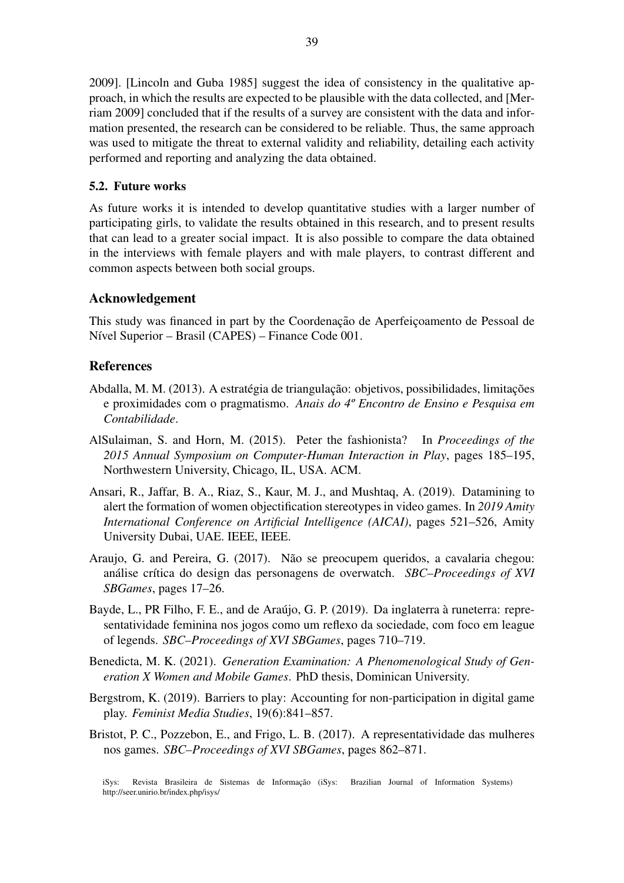2009]. [Lincoln and Guba 1985] suggest the idea of consistency in the qualitative approach, in which the results are expected to be plausible with the data collected, and [Merriam 2009] concluded that if the results of a survey are consistent with the data and information presented, the research can be considered to be reliable. Thus, the same approach was used to mitigate the threat to external validity and reliability, detailing each activity performed and reporting and analyzing the data obtained.

### 5.2. Future works

As future works it is intended to develop quantitative studies with a larger number of participating girls, to validate the results obtained in this research, and to present results that can lead to a greater social impact. It is also possible to compare the data obtained in the interviews with female players and with male players, to contrast different and common aspects between both social groups.

## Acknowledgement

This study was financed in part by the Coordenação de Aperfeiçoamento de Pessoal de Nível Superior – Brasil (CAPES) – Finance Code 001.

## References

Abdalla, M. M. (2013). A estratégia de triangulação: objetivos, possibilidades, limitações e proximidades com o pragmatismo. *Anais do 4º Encontro de Ensino e Pesquisa em Contabilidade*.

AlSulaiman, S. and Horn, M. (2015). Peter the fashionista? In *Proceedings of the 2015 Annual Symposium on Computer-Human Interaction in Play*, pages 185–195, Northwestern University, Chicago, IL, USA. ACM.

Ansari, R., Jaffar, B. A., Riaz, S., Kaur, M. J., and Mushtaq, A. (2019). Datamining to alert the formation of women objectification stereotypes in video games. In *2019 Amity International Conference on Artificial Intelligence (AICAI)*, pages 521–526, Amity University Dubai, UAE. IEEE, IEEE.

Araujo, G. and Pereira, G. (2017). Não se preocupem queridos, a cavalaria chegou: análise crítica do design das personagens de overwatch. *SBC–Proceedings of XVI SBGames*, pages 17–26.

Bayde, L., PR Filho, F. E., and de Araújo, G. P. (2019). Da inglaterra à runeterra: representatividade feminina nos jogos como um reflexo da sociedade, com foco em league of legends. *SBC–Proceedings of XVI SBGames*, pages 710–719.

Benedicta, M. K. (2021). *Generation Examination: A Phenomenological Study of Generation X Women and Mobile Games*. PhD thesis, Dominican University.

Bergstrom, K. (2019). Barriers to play: Accounting for non-participation in digital game play. *Feminist Media Studies*, 19(6):841–857.

Bristot, P. C., Pozzebon, E., and Frigo, L. B. (2017). A representatividade das mulheres nos games. *SBC–Proceedings of XVI SBGames*, pages 862–871.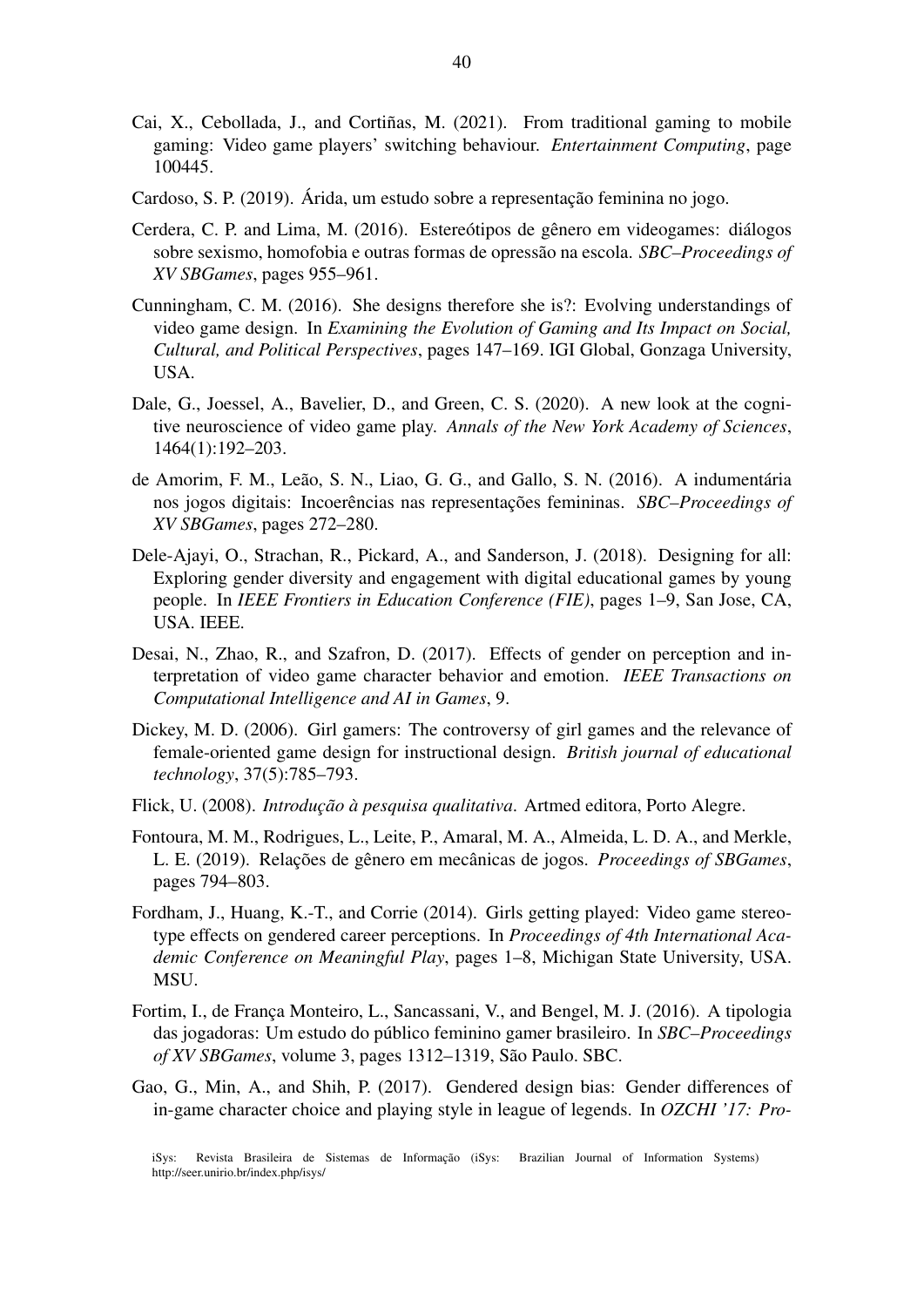Cai, X., Cebollada, J., and Cortiñas, M. (2021). From traditional gaming to mobile gaming: Video game players' switching behaviour. *Entertainment Computing*, page 100445.

Cardoso, S. P. (2019). Árida, um estudo sobre a representação feminina no jogo.

Cerdera, C. P. and Lima, M. (2016). Estereótipos de gênero em videogames: diálogos sobre sexismo, homofobia e outras formas de opressão na escola. *SBC–Proceedings of XV SBGames*, pages 955–961.

Cunningham, C. M. (2016). She designs therefore she is?: Evolving understandings of video game design. In *Examining the Evolution of Gaming and Its Impact on Social, Cultural, and Political Perspectives*, pages 147–169. IGI Global, Gonzaga University, USA.

Dale, G., Joessel, A., Bavelier, D., and Green, C. S. (2020). A new look at the cognitive neuroscience of video game play. *Annals of the New York Academy of Sciences*, 1464(1):192–203.

de Amorim, F. M., Leão, S. N., Liao, G. G., and Gallo, S. N. (2016). A indumentária nos jogos digitais: Incoerências nas representações femininas. *SBC–Proceedings of XV SBGames*, pages 272–280.

Dele-Ajayi, O., Strachan, R., Pickard, A., and Sanderson, J. (2018). Designing for all: Exploring gender diversity and engagement with digital educational games by young people. In *IEEE Frontiers in Education Conference (FIE)*, pages 1–9, San Jose, CA, USA. IEEE.

Desai, N., Zhao, R., and Szafron, D. (2017). Effects of gender on perception and interpretation of video game character behavior and emotion. *IEEE Transactions on Computational Intelligence and AI in Games*, 9.

Dickey, M. D. (2006). Girl gamers: The controversy of girl games and the relevance of female-oriented game design for instructional design. *British journal of educational technology*, 37(5):785–793.

Flick, U. (2008). *Introdução à pesquisa qualitativa*. Artmed editora, Porto Alegre.

Fontoura, M. M., Rodrigues, L., Leite, P., Amaral, M. A., Almeida, L. D. A., and Merkle, L. E. (2019). Relações de gênero em mecânicas de jogos. *Proceedings of SBGames*, pages 794–803.

Fordham, J., Huang, K.-T., and Corrie (2014). Girls getting played: Video game stereotype effects on gendered career perceptions. In *Proceedings of 4th International Academic Conference on Meaningful Play*, pages 1–8, Michigan State University, USA. MSU.

Fortim, I., de França Monteiro, L., Sancassani, V., and Bengel, M. J. (2016). A tipologia das jogadoras: Um estudo do público feminino gamer brasileiro. In *SBC–Proceedings of XV SBGames*, volume 3, pages 1312–1319, São Paulo. SBC.

Gao, G., Min, A., and Shih, P. (2017). Gendered design bias: Gender differences of in-game character choice and playing style in league of legends. In *OZCHI '17: Pro-*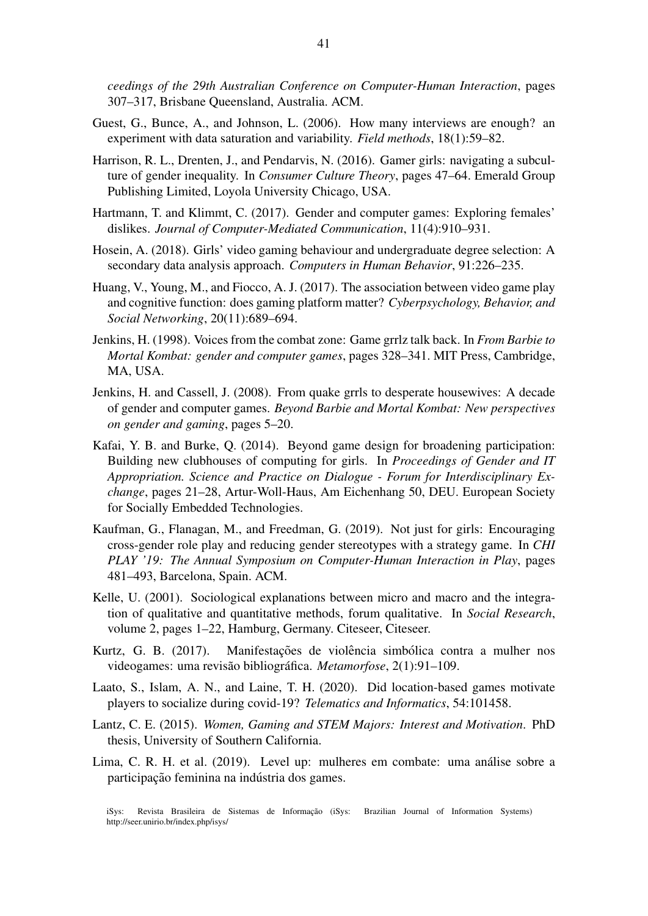*ceedings of the 29th Australian Conference on Computer-Human Interaction*, pages 307–317, Brisbane Queensland, Australia. ACM.

Guest, G., Bunce, A., and Johnson, L. (2006). How many interviews are enough? an experiment with data saturation and variability. *Field methods*, 18(1):59–82.

Harrison, R. L., Drenten, J., and Pendarvis, N. (2016). Gamer girls: navigating a subculture of gender inequality. In *Consumer Culture Theory*, pages 47–64. Emerald Group Publishing Limited, Loyola University Chicago, USA.

Hartmann, T. and Klimmt, C. (2017). Gender and computer games: Exploring females' dislikes. *Journal of Computer-Mediated Communication*, 11(4):910–931.

Hosein, A. (2018). Girls' video gaming behaviour and undergraduate degree selection: A secondary data analysis approach. *Computers in Human Behavior*, 91:226–235.

Huang, V., Young, M., and Fiocco, A. J. (2017). The association between video game play and cognitive function: does gaming platform matter? *Cyberpsychology, Behavior, and Social Networking*, 20(11):689–694.

Jenkins, H. (1998). Voices from the combat zone: Game grrlz talk back. In *From Barbie to Mortal Kombat: gender and computer games*, pages 328–341. MIT Press, Cambridge, MA, USA.

Jenkins, H. and Cassell, J. (2008). From quake grrls to desperate housewives: A decade of gender and computer games. *Beyond Barbie and Mortal Kombat: New perspectives on gender and gaming*, pages 5–20.

Kafai, Y. B. and Burke, Q. (2014). Beyond game design for broadening participation: Building new clubhouses of computing for girls. In *Proceedings of Gender and IT Appropriation. Science and Practice on Dialogue - Forum for Interdisciplinary Exchange*, pages 21–28, Artur-Woll-Haus, Am Eichenhang 50, DEU. European Society for Socially Embedded Technologies.

Kaufman, G., Flanagan, M., and Freedman, G. (2019). Not just for girls: Encouraging cross-gender role play and reducing gender stereotypes with a strategy game. In *CHI PLAY '19: The Annual Symposium on Computer-Human Interaction in Play*, pages 481–493, Barcelona, Spain. ACM.

Kelle, U. (2001). Sociological explanations between micro and macro and the integration of qualitative and quantitative methods, forum qualitative. In *Social Research*, volume 2, pages 1–22, Hamburg, Germany. Citeseer, Citeseer.

Kurtz, G. B. (2017). Manifestações de violência simbólica contra a mulher nos videogames: uma revisão bibliográfica. *Metamorfose*, 2(1):91–109.

Laato, S., Islam, A. N., and Laine, T. H. (2020). Did location-based games motivate players to socialize during covid-19? *Telematics and Informatics*, 54:101458.

Lantz, C. E. (2015). *Women, Gaming and STEM Majors: Interest and Motivation*. PhD thesis, University of Southern California.

Lima, C. R. H. et al. (2019). Level up: mulheres em combate: uma análise sobre a participação feminina na indústria dos games.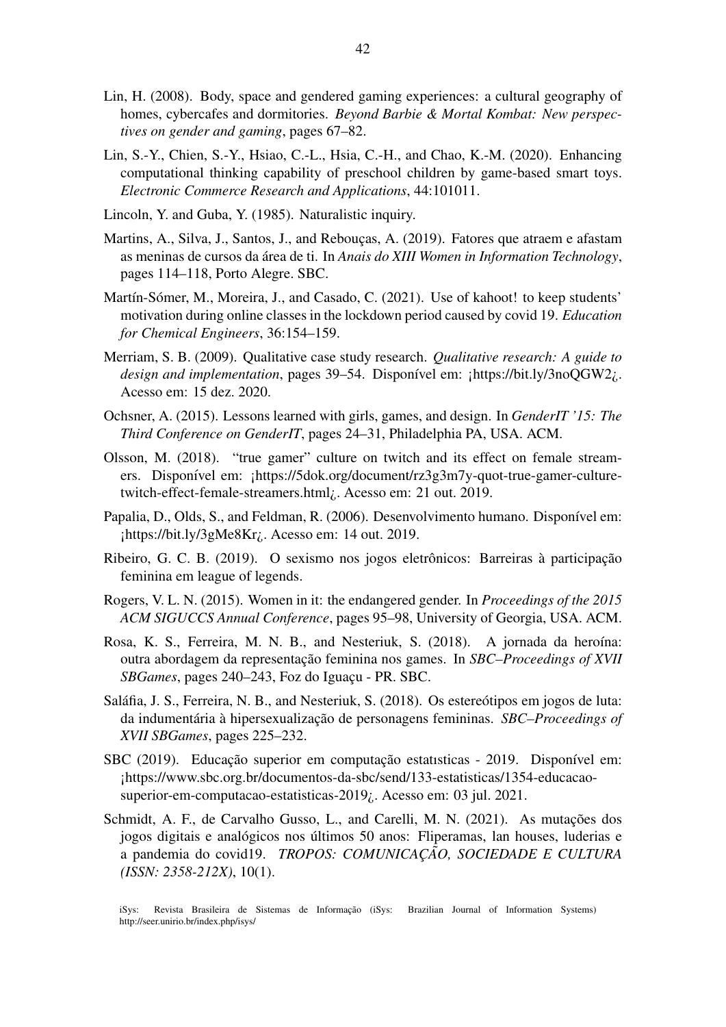Lin, H. (2008). Body, space and gendered gaming experiences: a cultural geography of homes, cybercafes and dormitories. *Beyond Barbie & Mortal Kombat: New perspectives on gender and gaming*, pages 67–82.

Lin, S.-Y., Chien, S.-Y., Hsiao, C.-L., Hsia, C.-H., and Chao, K.-M. (2020). Enhancing computational thinking capability of preschool children by game-based smart toys. *Electronic Commerce Research and Applications*, 44:101011.

Lincoln, Y. and Guba, Y. (1985). Naturalistic inquiry.

Martins, A., Silva, J., Santos, J., and Rebouças, A. (2019). Fatores que atraem e afastam as meninas de cursos da área de ti. In *Anais do XIII Women in Information Technology*, pages 114–118, Porto Alegre. SBC.

Martín-Sómer, M., Moreira, J., and Casado, C. (2021). Use of kahoot! to keep students' motivation during online classes in the lockdown period caused by covid 19. *Education for Chemical Engineers*, 36:154–159.

Merriam, S. B. (2009). Qualitative case study research. *Qualitative research: A guide to design and implementation*, pages 39–54. Disponível em: ¡https://bit.ly/3noQGW2¿. Acesso em: 15 dez. 2020.

Ochsner, A. (2015). Lessons learned with girls, games, and design. In *GenderIT '15: The Third Conference on GenderIT*, pages 24–31, Philadelphia PA, USA. ACM.

Olsson, M. (2018). "true gamer" culture on twitch and its effect on female streamers. Disponível em: ¡https://5dok.org/document/rz3g3m7y-quot-true-gamer-culture-twitch-effect-female-streamers.html¿. Acesso em: 21 out. 2019.

Papalia, D., Olds, S., and Feldman, R. (2006). Desenvolvimento humano. Disponível em: ¡https://bit.ly/3gMe8Kr¿. Acesso em: 14 out. 2019.

Ribeiro, G. C. B. (2019). O sexismo nos jogos eletrônicos: Barreiras à participação feminina em league of legends.

Rogers, V. L. N. (2015). Women in it: the endangered gender. In *Proceedings of the 2015 ACM SIGUCCS Annual Conference*, pages 95–98, University of Georgia, USA. ACM.

Rosa, K. S., Ferreira, M. N. B., and Nesteriuk, S. (2018). A jornada da heroína: outra abordagem da representação feminina nos games. In *SBC–Proceedings of XVII SBGames*, pages 240–243, Foz do Iguaçu - PR. SBC.

Saláfia, J. S., Ferreira, N. B., and Nesteriuk, S. (2018). Os estereótipos em jogos de luta: da indumentária à hipersexualização de personagens femininas. *SBC–Proceedings of XVII SBGames*, pages 225–232.

SBC (2019). Educação superior em computação estatısticas - 2019. Disponível em: ¡https://www.sbc.org.br/documentos-da-sbc/send/133-estatisticas/1354-educacao-superior-em-computacao-estatisticas-2019¿. Acesso em: 03 jul. 2021.

Schmidt, A. F., de Carvalho Gusso, L., and Carelli, M. N. (2021). As mutações dos jogos digitais e analógicos nos últimos 50 anos: Fliperamas, lan houses, luderias e a pandemia do covid19. *TROPOS: COMUNICAÇÃO, SOCIEDADE E CULTURA (ISSN: 2358-212X)*, 10(1).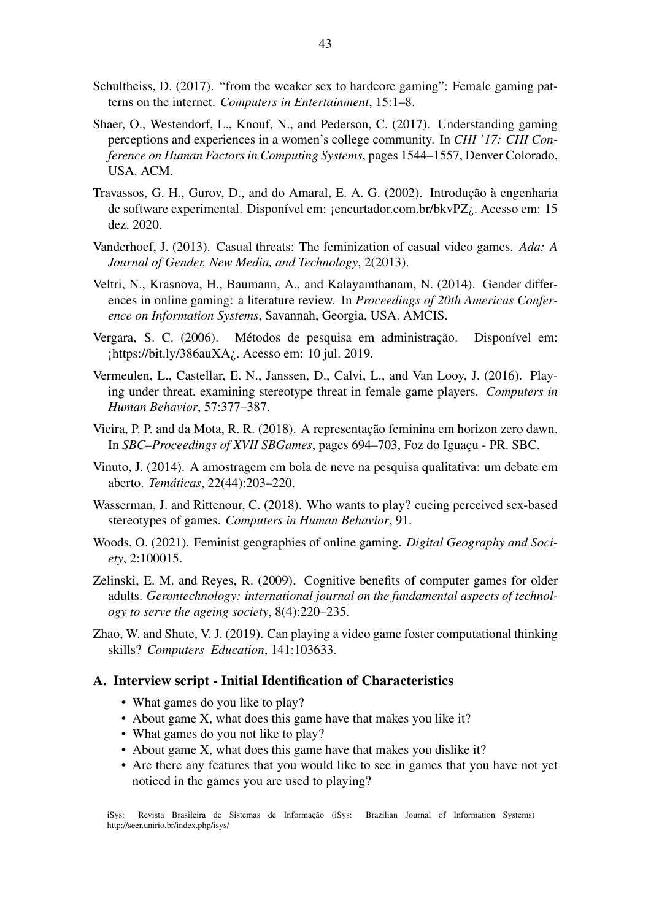Schultheiss, D. (2017). "from the weaker sex to hardcore gaming": Female gaming patterns on the internet. *Computers in Entertainment*, 15:1–8.

Shaer, O., Westendorf, L., Knouf, N., and Pederson, C. (2017). Understanding gaming perceptions and experiences in a women's college community. In *CHI '17: CHI Conference on Human Factors in Computing Systems*, pages 1544–1557, Denver Colorado, USA. ACM.

Travassos, G. H., Gurov, D., and do Amaral, E. A. G. (2002). Introdução à engenharia de software experimental. Disponível em: ¡encurtador.com.br/bkvPZ¿. Acesso em: 15 dez. 2020.

Vanderhoef, J. (2013). Casual threats: The feminization of casual video games. *Ada: A Journal of Gender, New Media, and Technology*, 2(2013).

Veltri, N., Krasnova, H., Baumann, A., and Kalayamthanam, N. (2014). Gender differences in online gaming: a literature review. In *Proceedings of 20th Americas Conference on Information Systems*, Savannah, Georgia, USA. AMCIS.

Vergara, S. C. (2006). Métodos de pesquisa em administração. Disponível em: ¡https://bit.ly/386auXA¿. Acesso em: 10 jul. 2019.

Vermeulen, L., Castellar, E. N., Janssen, D., Calvi, L., and Van Looy, J. (2016). Playing under threat. examining stereotype threat in female game players. *Computers in Human Behavior*, 57:377–387.

Vieira, P. P. and da Mota, R. R. (2018). A representação feminina em horizon zero dawn. In *SBC–Proceedings of XVII SBGames*, pages 694–703, Foz do Iguaçu - PR. SBC.

Vinuto, J. (2014). A amostragem em bola de neve na pesquisa qualitativa: um debate em aberto. *Temáticas*, 22(44):203–220.

Wasserman, J. and Rittenour, C. (2018). Who wants to play? cueing perceived sex-based stereotypes of games. *Computers in Human Behavior*, 91.

Woods, O. (2021). Feminist geographies of online gaming. *Digital Geography and Society*, 2:100015.

Zelinski, E. M. and Reyes, R. (2009). Cognitive benefits of computer games for older adults. *Gerontechnology: international journal on the fundamental aspects of technology to serve the ageing society*, 8(4):220–235.

Zhao, W. and Shute, V. J. (2019). Can playing a video game foster computational thinking skills? *Computers Education*, 141:103633.

## A. Interview script - Initial Identification of Characteristics

- What games do you like to play?
- About game X, what does this game have that makes you like it?
- What games do you not like to play?
- About game X, what does this game have that makes you dislike it?
- Are there any features that you would like to see in games that you have not yet noticed in the games you are used to playing?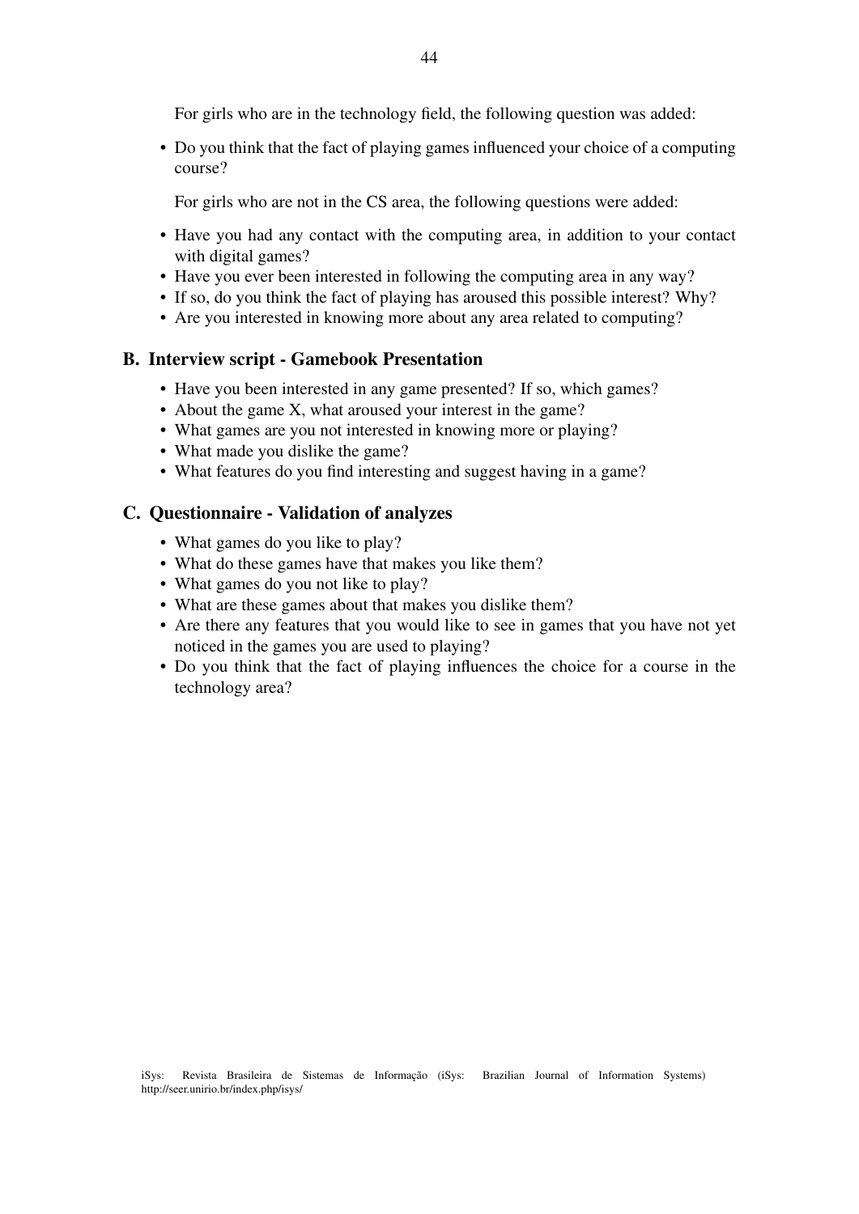For girls who are in the technology field, the following question was added:

- Do you think that the fact of playing games influenced your choice of a computing course?

For girls who are not in the CS area, the following questions were added:

- Have you had any contact with the computing area, in addition to your contact with digital games?
- Have you ever been interested in following the computing area in any way?
- If so, do you think the fact of playing has aroused this possible interest? Why?
- Are you interested in knowing more about any area related to computing?

## B. Interview script - Gamebook Presentation

- Have you been interested in any game presented? If so, which games?
- About the game X, what aroused your interest in the game?
- What games are you not interested in knowing more or playing?
- What made you dislike the game?
- What features do you find interesting and suggest having in a game?

## C. Questionnaire - Validation of analyzes

- What games do you like to play?
- What do these games have that makes you like them?
- What games do you not like to play?
- What are these games about that makes you dislike them?
- Are there any features that you would like to see in games that you have not yet noticed in the games you are used to playing?
- Do you think that the fact of playing influences the choice for a course in the technology area?